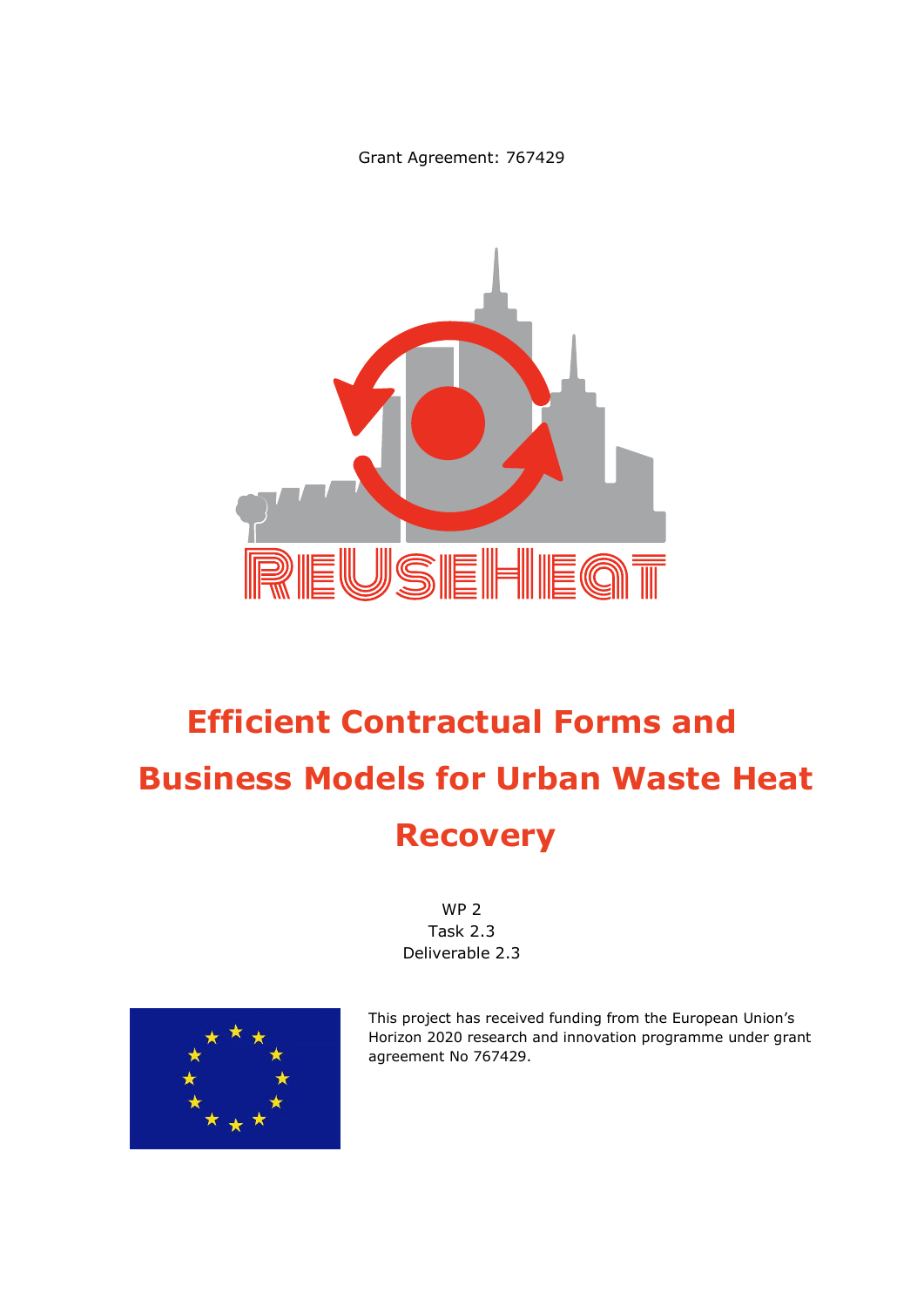Grant Agreement: 767429

REUSEHEAT

# Efficient Contractual Forms and Business Models for Urban Waste Heat Recovery

WP 2
Task 2.3
Deliverable 2.3

This project has received funding from the European Union's Horizon 2020 research and innovation programme under grant agreement No 767429.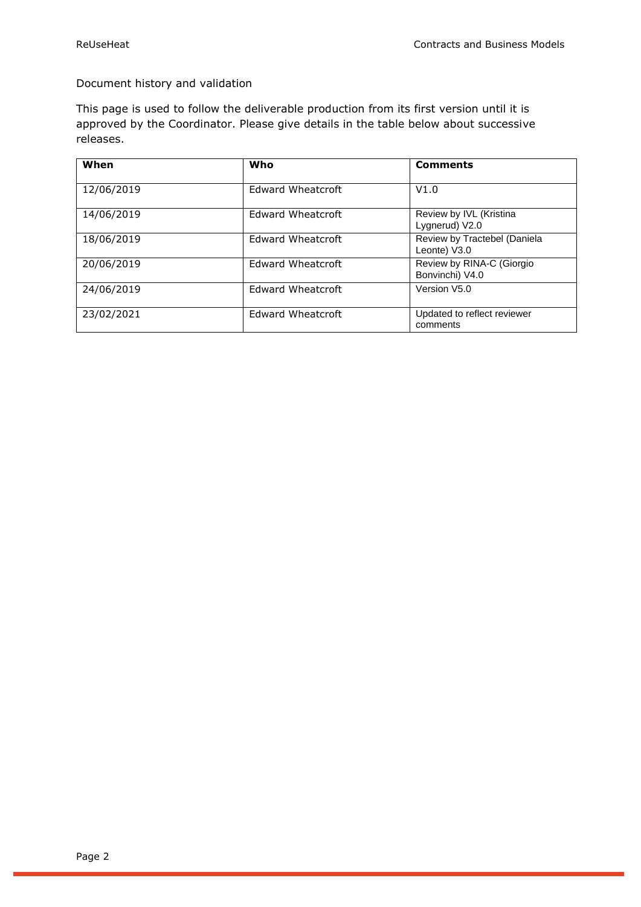Document history and validation

This page is used to follow the deliverable production from its first version until it is approved by the Coordinator. Please give details in the table below about successive releases.

| When | Who | Comments |
|---|---|---|
| 12/06/2019 | Edward Wheatcroft | V1.0 |
| 14/06/2019 | Edward Wheatcroft | Review by IVL (Kristina Lygnerud) V2.0 |
| 18/06/2019 | Edward Wheatcroft | Review by Tractebel (Daniela Leonte) V3.0 |
| 20/06/2019 | Edward Wheatcroft | Review by RINA-C (Giorgio Bonvinchi) V4.0 |
| 24/06/2019 | Edward Wheatcroft | Version V5.0 |
| 23/02/2021 | Edward Wheatcroft | Updated to reflect reviewer comments |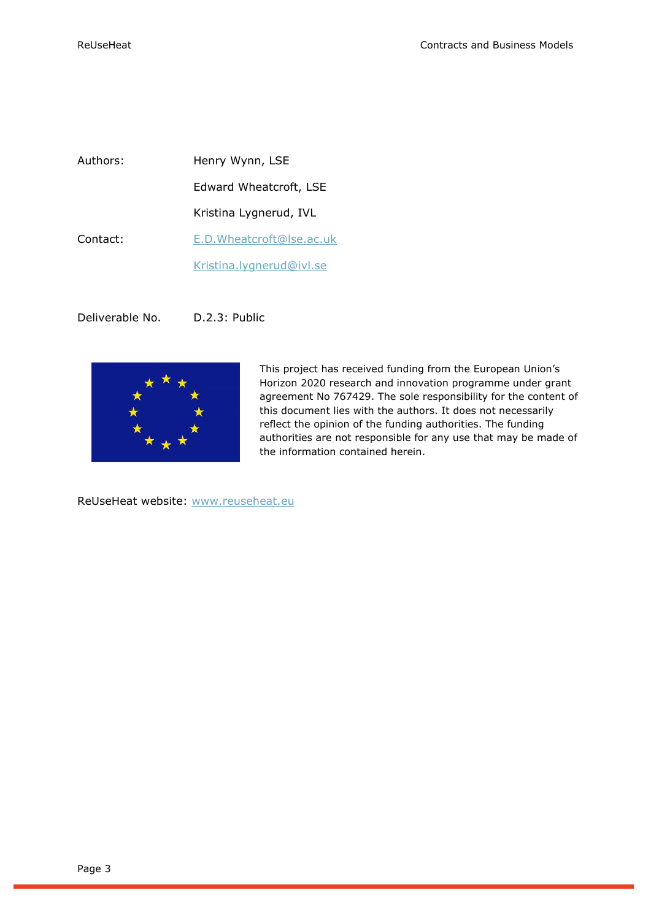| | |
|---|---|
| Authors: | Henry Wynn, LSE |
| | Edward Wheatcroft, LSE |
| | Kristina Lygnerud, IVL |
| Contact: | E.D.Wheatcroft@lse.ac.uk |
| | Kristina.lygnerud@ivl.se |

Deliverable No. D.2.3: Public

This project has received funding from the European Union's Horizon 2020 research and innovation programme under grant agreement No 767429. The sole responsibility for the content of this document lies with the authors. It does not necessarily reflect the opinion of the funding authorities. The funding authorities are not responsible for any use that may be made of the information contained herein.

ReUseHeat website: www.reuseheat.eu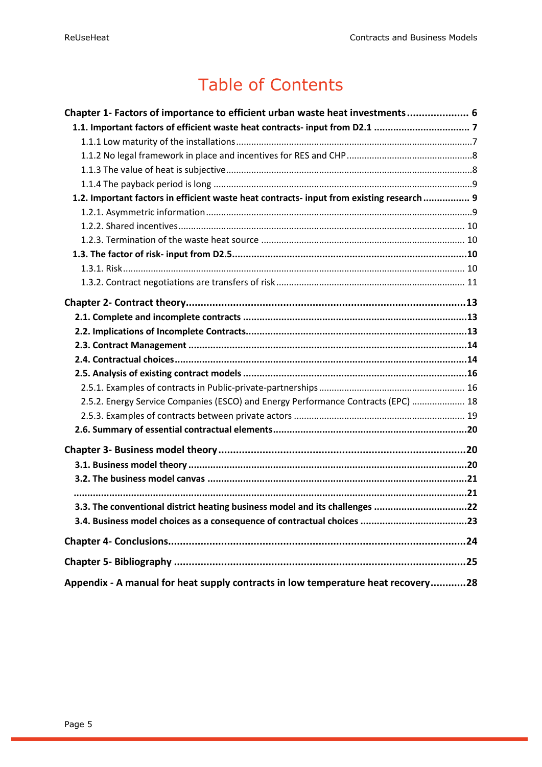# Table of Contents

**Chapter 1- Factors of importance to efficient urban waste heat investments** ..................... 6

- **1.1. Important factors of efficient waste heat contracts- input from D2.1** .................................. 7
  - 1.1.1 Low maturity of the installations .............................................................................................7
  - 1.1.2 No legal framework in place and incentives for RES and CHP ..................................................8
  - 1.1.3 The value of heat is subjective ..................................................................................................8
  - 1.1.4 The payback period is long .......................................................................................................9
- **1.2. Important factors in efficient waste heat contracts- input from existing research** ................. 9
  - 1.2.1. Asymmetric information .........................................................................................................9
  - 1.2.2. Shared incentives ................................................................................................................. 10
  - 1.2.3. Termination of the waste heat source ................................................................................. 10
- **1.3. The factor of risk- input from D2.5** .....................................................................................10
  - 1.3.1. Risk ...................................................................................................................................... 10
  - 1.3.2. Contract negotiations are transfers of risk .......................................................................... 11

**Chapter 2- Contract theory** ...............................................................................................13

- **2.1. Complete and incomplete contracts** ..................................................................................13
- **2.2. Implications of Incomplete Contracts** ..................................................................................13
- **2.3. Contract Management** .........................................................................................................14
- **2.4. Contractual choices** ..............................................................................................................14
- **2.5. Analysis of existing contract models** ....................................................................................16
  - 2.5.1. Examples of contracts in Public-private-partnerships ......................................................... 16
  - 2.5.2. Energy Service Companies (ESCO) and Energy Performance Contracts (EPC) ..................... 18
  - 2.5.3. Examples of contracts between private actors ................................................................... 19
- **2.6. Summary of essential contractual elements** ........................................................................20

**Chapter 3- Business model theory** ....................................................................................20

- **3.1. Business model theory** .........................................................................................................20
- **3.2. The business model canvas** ..................................................................................................21
- **...............................................................................................................................................21**
- **3.3. The conventional district heating business model and its challenges** ..................................22
- **3.4. Business model choices as a consequence of contractual choices** .......................................23

**Chapter 4- Conclusions** .....................................................................................................24

**Chapter 5- Bibliography** ....................................................................................................25

**Appendix - A manual for heat supply contracts in low temperature heat recovery** ............28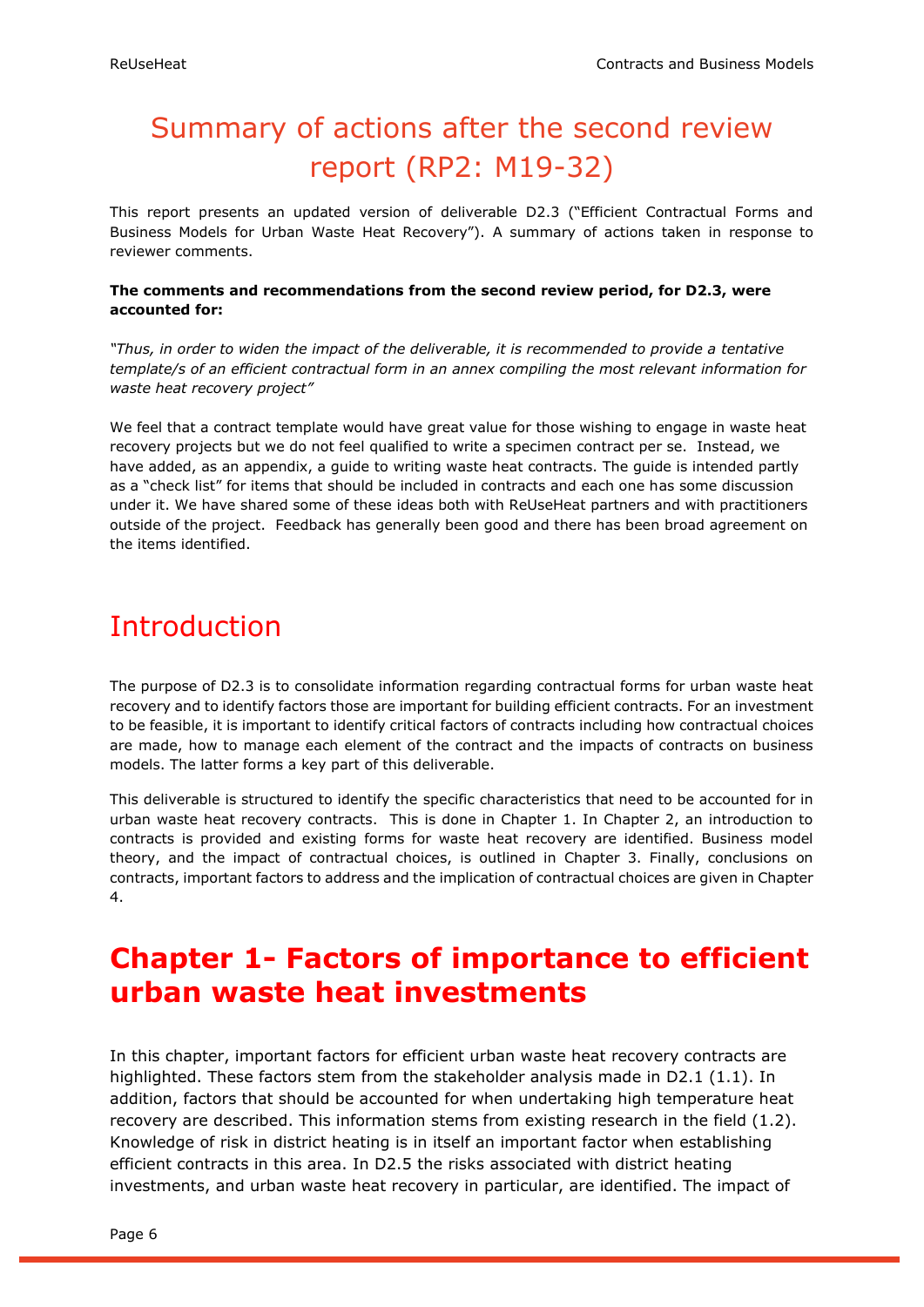# Summary of actions after the second review report (RP2: M19-32)

This report presents an updated version of deliverable D2.3 ("Efficient Contractual Forms and Business Models for Urban Waste Heat Recovery"). A summary of actions taken in response to reviewer comments.

**The comments and recommendations from the second review period, for D2.3, were accounted for:**

*"Thus, in order to widen the impact of the deliverable, it is recommended to provide a tentative template/s of an efficient contractual form in an annex compiling the most relevant information for waste heat recovery project"*

We feel that a contract template would have great value for those wishing to engage in waste heat recovery projects but we do not feel qualified to write a specimen contract per se. Instead, we have added, as an appendix, a guide to writing waste heat contracts. The guide is intended partly as a "check list" for items that should be included in contracts and each one has some discussion under it. We have shared some of these ideas both with ReUseHeat partners and with practitioners outside of the project. Feedback has generally been good and there has been broad agreement on the items identified.

# Introduction

The purpose of D2.3 is to consolidate information regarding contractual forms for urban waste heat recovery and to identify factors those are important for building efficient contracts. For an investment to be feasible, it is important to identify critical factors of contracts including how contractual choices are made, how to manage each element of the contract and the impacts of contracts on business models. The latter forms a key part of this deliverable.

This deliverable is structured to identify the specific characteristics that need to be accounted for in urban waste heat recovery contracts. This is done in Chapter 1. In Chapter 2, an introduction to contracts is provided and existing forms for waste heat recovery are identified. Business model theory, and the impact of contractual choices, is outlined in Chapter 3. Finally, conclusions on contracts, important factors to address and the implication of contractual choices are given in Chapter 4.

# Chapter 1- Factors of importance to efficient urban waste heat investments

In this chapter, important factors for efficient urban waste heat recovery contracts are highlighted. These factors stem from the stakeholder analysis made in D2.1 (1.1). In addition, factors that should be accounted for when undertaking high temperature heat recovery are described. This information stems from existing research in the field (1.2). Knowledge of risk in district heating is in itself an important factor when establishing efficient contracts in this area. In D2.5 the risks associated with district heating investments, and urban waste heat recovery in particular, are identified. The impact of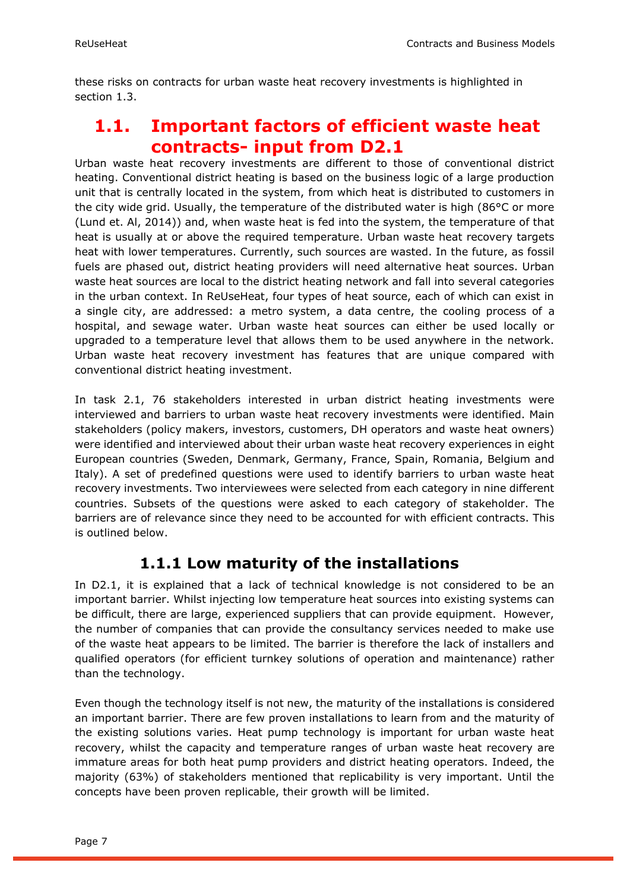these risks on contracts for urban waste heat recovery investments is highlighted in section 1.3.

## 1.1. Important factors of efficient waste heat contracts- input from D2.1

Urban waste heat recovery investments are different to those of conventional district heating. Conventional district heating is based on the business logic of a large production unit that is centrally located in the system, from which heat is distributed to customers in the city wide grid. Usually, the temperature of the distributed water is high (86°C or more (Lund et. Al, 2014)) and, when waste heat is fed into the system, the temperature of that heat is usually at or above the required temperature. Urban waste heat recovery targets heat with lower temperatures. Currently, such sources are wasted. In the future, as fossil fuels are phased out, district heating providers will need alternative heat sources. Urban waste heat sources are local to the district heating network and fall into several categories in the urban context. In ReUseHeat, four types of heat source, each of which can exist in a single city, are addressed: a metro system, a data centre, the cooling process of a hospital, and sewage water. Urban waste heat sources can either be used locally or upgraded to a temperature level that allows them to be used anywhere in the network. Urban waste heat recovery investment has features that are unique compared with conventional district heating investment.

In task 2.1, 76 stakeholders interested in urban district heating investments were interviewed and barriers to urban waste heat recovery investments were identified. Main stakeholders (policy makers, investors, customers, DH operators and waste heat owners) were identified and interviewed about their urban waste heat recovery experiences in eight European countries (Sweden, Denmark, Germany, France, Spain, Romania, Belgium and Italy). A set of predefined questions were used to identify barriers to urban waste heat recovery investments. Two interviewees were selected from each category in nine different countries. Subsets of the questions were asked to each category of stakeholder. The barriers are of relevance since they need to be accounted for with efficient contracts. This is outlined below.

### 1.1.1 Low maturity of the installations

In D2.1, it is explained that a lack of technical knowledge is not considered to be an important barrier. Whilst injecting low temperature heat sources into existing systems can be difficult, there are large, experienced suppliers that can provide equipment. However, the number of companies that can provide the consultancy services needed to make use of the waste heat appears to be limited. The barrier is therefore the lack of installers and qualified operators (for efficient turnkey solutions of operation and maintenance) rather than the technology.

Even though the technology itself is not new, the maturity of the installations is considered an important barrier. There are few proven installations to learn from and the maturity of the existing solutions varies. Heat pump technology is important for urban waste heat recovery, whilst the capacity and temperature ranges of urban waste heat recovery are immature areas for both heat pump providers and district heating operators. Indeed, the majority (63%) of stakeholders mentioned that replicability is very important. Until the concepts have been proven replicable, their growth will be limited.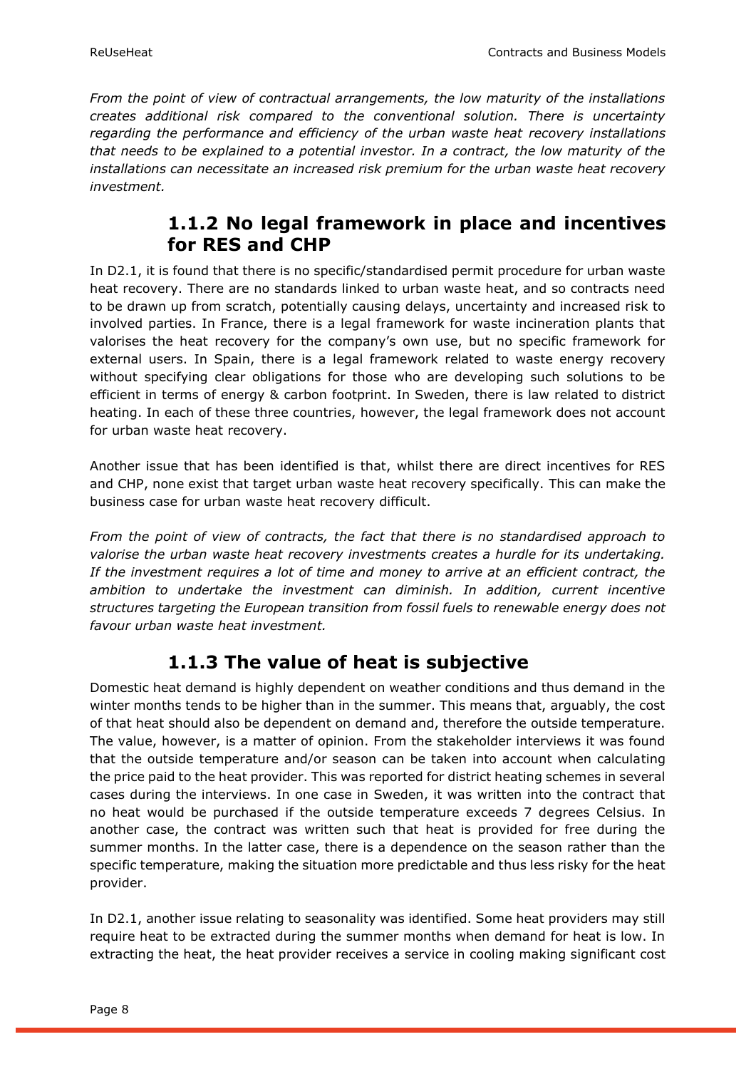*From the point of view of contractual arrangements, the low maturity of the installations creates additional risk compared to the conventional solution. There is uncertainty regarding the performance and efficiency of the urban waste heat recovery installations that needs to be explained to a potential investor. In a contract, the low maturity of the installations can necessitate an increased risk premium for the urban waste heat recovery investment.*

### 1.1.2 No legal framework in place and incentives for RES and CHP

In D2.1, it is found that there is no specific/standardised permit procedure for urban waste heat recovery. There are no standards linked to urban waste heat, and so contracts need to be drawn up from scratch, potentially causing delays, uncertainty and increased risk to involved parties. In France, there is a legal framework for waste incineration plants that valorises the heat recovery for the company's own use, but no specific framework for external users. In Spain, there is a legal framework related to waste energy recovery without specifying clear obligations for those who are developing such solutions to be efficient in terms of energy & carbon footprint. In Sweden, there is law related to district heating. In each of these three countries, however, the legal framework does not account for urban waste heat recovery.

Another issue that has been identified is that, whilst there are direct incentives for RES and CHP, none exist that target urban waste heat recovery specifically. This can make the business case for urban waste heat recovery difficult.

*From the point of view of contracts, the fact that there is no standardised approach to valorise the urban waste heat recovery investments creates a hurdle for its undertaking. If the investment requires a lot of time and money to arrive at an efficient contract, the ambition to undertake the investment can diminish. In addition, current incentive structures targeting the European transition from fossil fuels to renewable energy does not favour urban waste heat investment.*

### 1.1.3 The value of heat is subjective

Domestic heat demand is highly dependent on weather conditions and thus demand in the winter months tends to be higher than in the summer. This means that, arguably, the cost of that heat should also be dependent on demand and, therefore the outside temperature. The value, however, is a matter of opinion. From the stakeholder interviews it was found that the outside temperature and/or season can be taken into account when calculating the price paid to the heat provider. This was reported for district heating schemes in several cases during the interviews. In one case in Sweden, it was written into the contract that no heat would be purchased if the outside temperature exceeds 7 degrees Celsius. In another case, the contract was written such that heat is provided for free during the summer months. In the latter case, there is a dependence on the season rather than the specific temperature, making the situation more predictable and thus less risky for the heat provider.

In D2.1, another issue relating to seasonality was identified. Some heat providers may still require heat to be extracted during the summer months when demand for heat is low. In extracting the heat, the heat provider receives a service in cooling making significant cost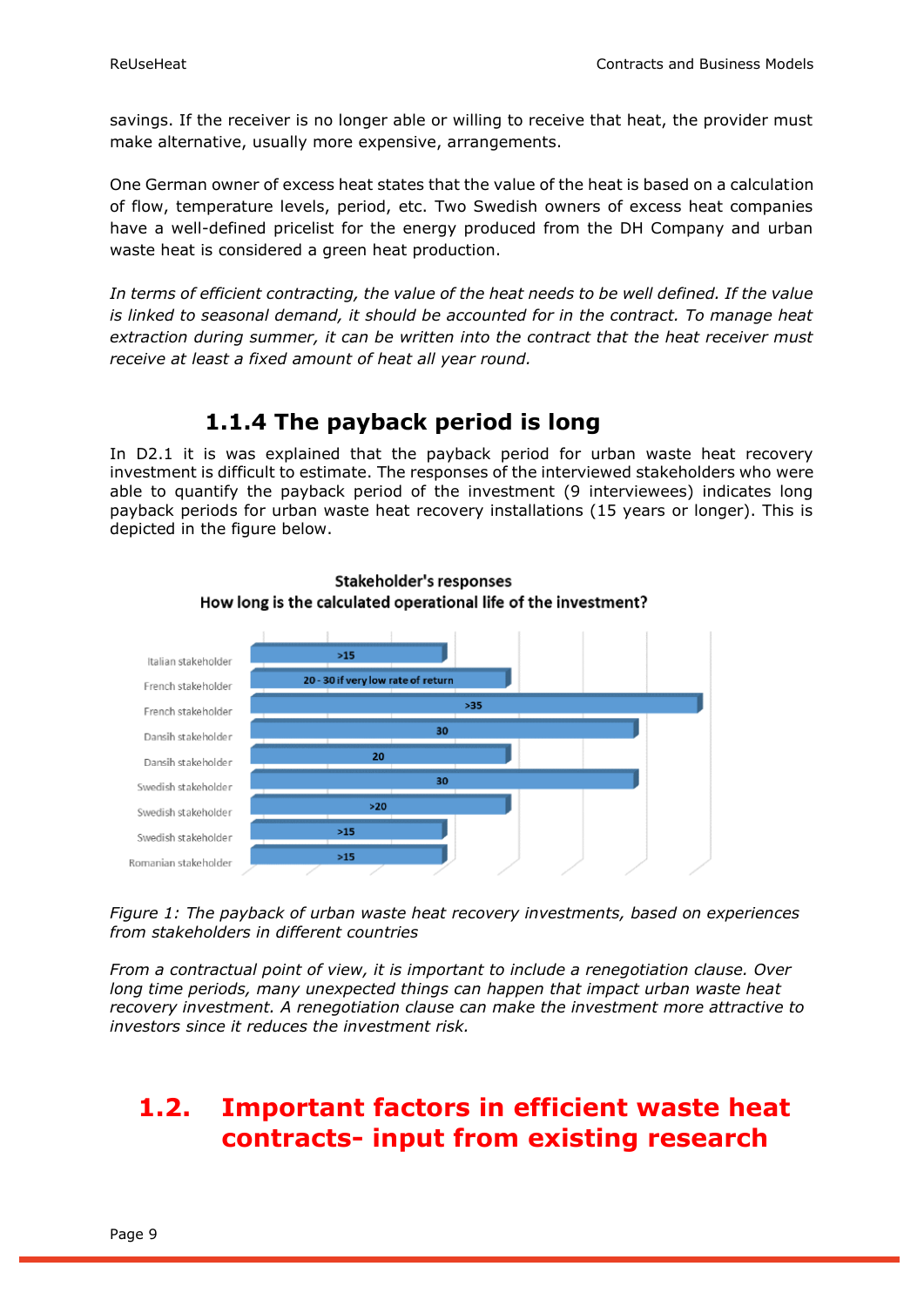savings. If the receiver is no longer able or willing to receive that heat, the provider must make alternative, usually more expensive, arrangements.

One German owner of excess heat states that the value of the heat is based on a calculation of flow, temperature levels, period, etc. Two Swedish owners of excess heat companies have a well-defined pricelist for the energy produced from the DH Company and urban waste heat is considered a green heat production.

*In terms of efficient contracting, the value of the heat needs to be well defined. If the value is linked to seasonal demand, it should be accounted for in the contract. To manage heat extraction during summer, it can be written into the contract that the heat receiver must receive at least a fixed amount of heat all year round.*

### 1.1.4 The payback period is long

In D2.1 it is was explained that the payback period for urban waste heat recovery investment is difficult to estimate. The responses of the interviewed stakeholders who were able to quantify the payback period of the investment (9 interviewees) indicates long payback periods for urban waste heat recovery installations (15 years or longer). This is depicted in the figure below.

**Stakeholder's responses**
**How long is the calculated operational life of the investment?**

| Stakeholder | Response |
| --- | --- |
| Italian stakeholder | >15 |
| French stakeholder | 20 - 30 if very low rate of return |
| French stakeholder | >35 |
| Dansih stakeholder | 30 |
| Dansih stakeholder | 20 |
| Swedish stakeholder | 30 |
| Swedish stakeholder | >20 |
| Swedish stakeholder | >15 |
| Romanian stakeholder | >15 |

*Figure 1: The payback of urban waste heat recovery investments, based on experiences from stakeholders in different countries*

*From a contractual point of view, it is important to include a renegotiation clause. Over long time periods, many unexpected things can happen that impact urban waste heat recovery investment. A renegotiation clause can make the investment more attractive to investors since it reduces the investment risk.*

## 1.2. Important factors in efficient waste heat contracts- input from existing research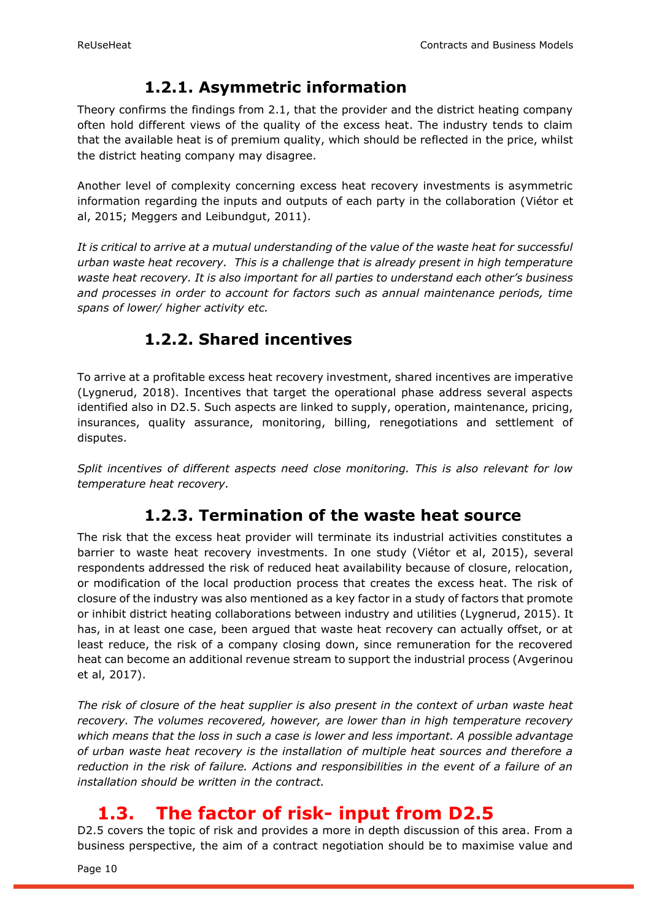### 1.2.1. Asymmetric information

Theory confirms the findings from 2.1, that the provider and the district heating company often hold different views of the quality of the excess heat. The industry tends to claim that the available heat is of premium quality, which should be reflected in the price, whilst the district heating company may disagree.

Another level of complexity concerning excess heat recovery investments is asymmetric information regarding the inputs and outputs of each party in the collaboration (Viétor et al, 2015; Meggers and Leibundgut, 2011).

*It is critical to arrive at a mutual understanding of the value of the waste heat for successful urban waste heat recovery. This is a challenge that is already present in high temperature waste heat recovery. It is also important for all parties to understand each other's business and processes in order to account for factors such as annual maintenance periods, time spans of lower/ higher activity etc.*

### 1.2.2. Shared incentives

To arrive at a profitable excess heat recovery investment, shared incentives are imperative (Lygnerud, 2018). Incentives that target the operational phase address several aspects identified also in D2.5. Such aspects are linked to supply, operation, maintenance, pricing, insurances, quality assurance, monitoring, billing, renegotiations and settlement of disputes.

*Split incentives of different aspects need close monitoring. This is also relevant for low temperature heat recovery.*

### 1.2.3. Termination of the waste heat source

The risk that the excess heat provider will terminate its industrial activities constitutes a barrier to waste heat recovery investments. In one study (Viétor et al, 2015), several respondents addressed the risk of reduced heat availability because of closure, relocation, or modification of the local production process that creates the excess heat. The risk of closure of the industry was also mentioned as a key factor in a study of factors that promote or inhibit district heating collaborations between industry and utilities (Lygnerud, 2015). It has, in at least one case, been argued that waste heat recovery can actually offset, or at least reduce, the risk of a company closing down, since remuneration for the recovered heat can become an additional revenue stream to support the industrial process (Avgerinou et al, 2017).

*The risk of closure of the heat supplier is also present in the context of urban waste heat recovery. The volumes recovered, however, are lower than in high temperature recovery which means that the loss in such a case is lower and less important. A possible advantage of urban waste heat recovery is the installation of multiple heat sources and therefore a reduction in the risk of failure. Actions and responsibilities in the event of a failure of an installation should be written in the contract.*

## 1.3. The factor of risk- input from D2.5

D2.5 covers the topic of risk and provides a more in depth discussion of this area. From a business perspective, the aim of a contract negotiation should be to maximise value and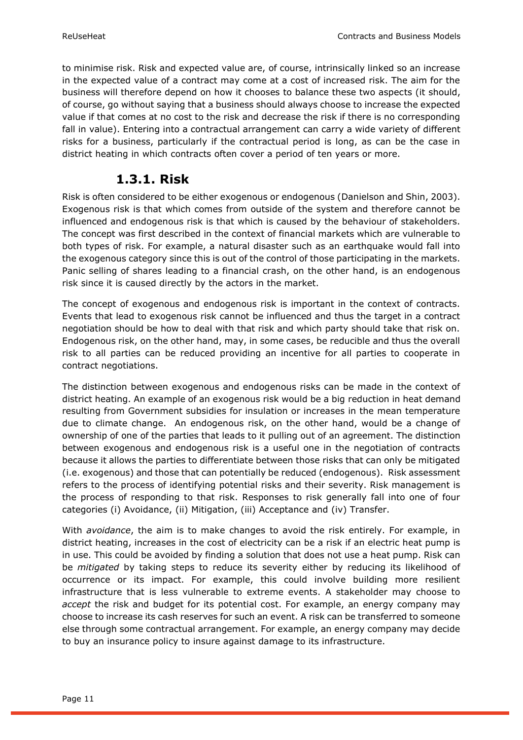to minimise risk. Risk and expected value are, of course, intrinsically linked so an increase in the expected value of a contract may come at a cost of increased risk. The aim for the business will therefore depend on how it chooses to balance these two aspects (it should, of course, go without saying that a business should always choose to increase the expected value if that comes at no cost to the risk and decrease the risk if there is no corresponding fall in value). Entering into a contractual arrangement can carry a wide variety of different risks for a business, particularly if the contractual period is long, as can be the case in district heating in which contracts often cover a period of ten years or more.

### 1.3.1. Risk

Risk is often considered to be either exogenous or endogenous (Danielson and Shin, 2003). Exogenous risk is that which comes from outside of the system and therefore cannot be influenced and endogenous risk is that which is caused by the behaviour of stakeholders. The concept was first described in the context of financial markets which are vulnerable to both types of risk. For example, a natural disaster such as an earthquake would fall into the exogenous category since this is out of the control of those participating in the markets. Panic selling of shares leading to a financial crash, on the other hand, is an endogenous risk since it is caused directly by the actors in the market.

The concept of exogenous and endogenous risk is important in the context of contracts. Events that lead to exogenous risk cannot be influenced and thus the target in a contract negotiation should be how to deal with that risk and which party should take that risk on. Endogenous risk, on the other hand, may, in some cases, be reducible and thus the overall risk to all parties can be reduced providing an incentive for all parties to cooperate in contract negotiations.

The distinction between exogenous and endogenous risks can be made in the context of district heating. An example of an exogenous risk would be a big reduction in heat demand resulting from Government subsidies for insulation or increases in the mean temperature due to climate change. An endogenous risk, on the other hand, would be a change of ownership of one of the parties that leads to it pulling out of an agreement. The distinction between exogenous and endogenous risk is a useful one in the negotiation of contracts because it allows the parties to differentiate between those risks that can only be mitigated (i.e. exogenous) and those that can potentially be reduced (endogenous). Risk assessment refers to the process of identifying potential risks and their severity. Risk management is the process of responding to that risk. Responses to risk generally fall into one of four categories (i) Avoidance, (ii) Mitigation, (iii) Acceptance and (iv) Transfer.

With *avoidance*, the aim is to make changes to avoid the risk entirely. For example, in district heating, increases in the cost of electricity can be a risk if an electric heat pump is in use. This could be avoided by finding a solution that does not use a heat pump. Risk can be *mitigated* by taking steps to reduce its severity either by reducing its likelihood of occurrence or its impact. For example, this could involve building more resilient infrastructure that is less vulnerable to extreme events. A stakeholder may choose to *accept* the risk and budget for its potential cost. For example, an energy company may choose to increase its cash reserves for such an event. A risk can be transferred to someone else through some contractual arrangement. For example, an energy company may decide to buy an insurance policy to insure against damage to its infrastructure.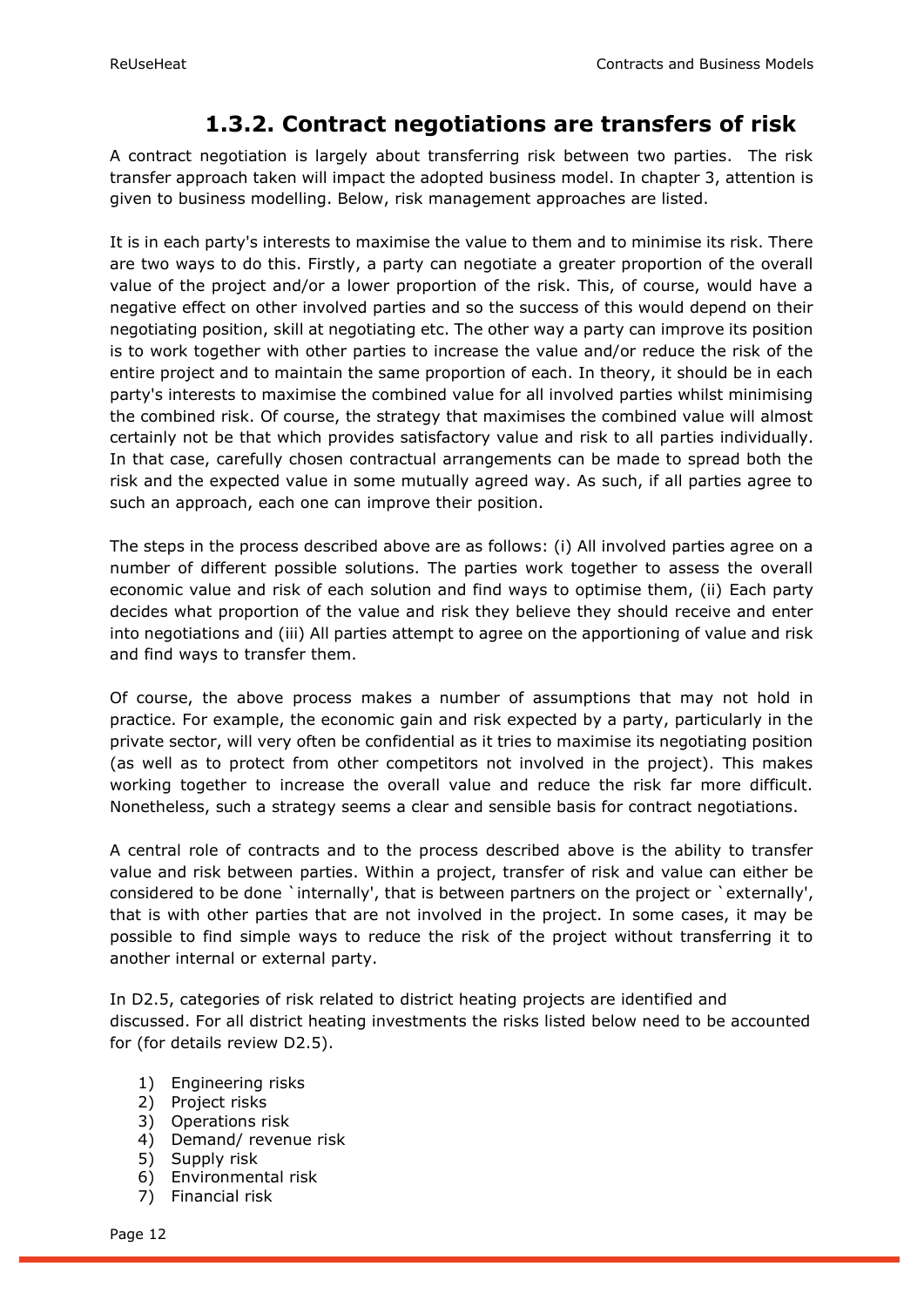## 1.3.2. Contract negotiations are transfers of risk

A contract negotiation is largely about transferring risk between two parties. The risk transfer approach taken will impact the adopted business model. In chapter 3, attention is given to business modelling. Below, risk management approaches are listed.

It is in each party's interests to maximise the value to them and to minimise its risk. There are two ways to do this. Firstly, a party can negotiate a greater proportion of the overall value of the project and/or a lower proportion of the risk. This, of course, would have a negative effect on other involved parties and so the success of this would depend on their negotiating position, skill at negotiating etc. The other way a party can improve its position is to work together with other parties to increase the value and/or reduce the risk of the entire project and to maintain the same proportion of each. In theory, it should be in each party's interests to maximise the combined value for all involved parties whilst minimising the combined risk. Of course, the strategy that maximises the combined value will almost certainly not be that which provides satisfactory value and risk to all parties individually. In that case, carefully chosen contractual arrangements can be made to spread both the risk and the expected value in some mutually agreed way. As such, if all parties agree to such an approach, each one can improve their position.

The steps in the process described above are as follows: (i) All involved parties agree on a number of different possible solutions. The parties work together to assess the overall economic value and risk of each solution and find ways to optimise them, (ii) Each party decides what proportion of the value and risk they believe they should receive and enter into negotiations and (iii) All parties attempt to agree on the apportioning of value and risk and find ways to transfer them.

Of course, the above process makes a number of assumptions that may not hold in practice. For example, the economic gain and risk expected by a party, particularly in the private sector, will very often be confidential as it tries to maximise its negotiating position (as well as to protect from other competitors not involved in the project). This makes working together to increase the overall value and reduce the risk far more difficult. Nonetheless, such a strategy seems a clear and sensible basis for contract negotiations.

A central role of contracts and to the process described above is the ability to transfer value and risk between parties. Within a project, transfer of risk and value can either be considered to be done `internally', that is between partners on the project or `externally', that is with other parties that are not involved in the project. In some cases, it may be possible to find simple ways to reduce the risk of the project without transferring it to another internal or external party.

In D2.5, categories of risk related to district heating projects are identified and discussed. For all district heating investments the risks listed below need to be accounted for (for details review D2.5).

1) Engineering risks
2) Project risks
3) Operations risk
4) Demand/ revenue risk
5) Supply risk
6) Environmental risk
7) Financial risk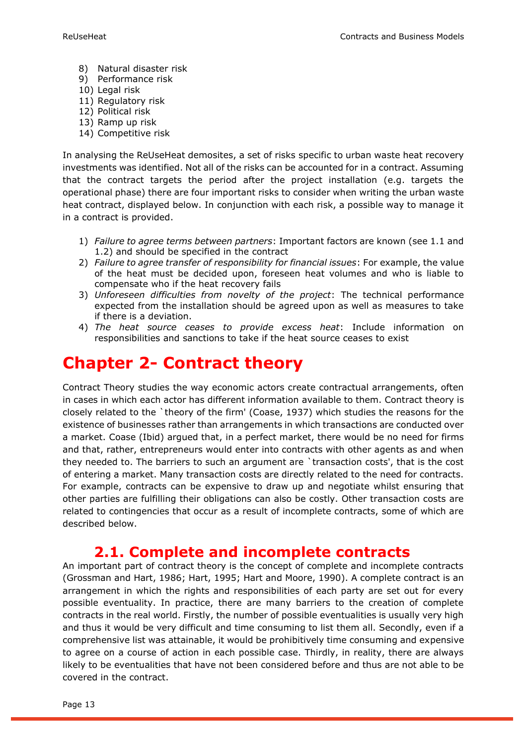8) Natural disaster risk
9) Performance risk
10) Legal risk
11) Regulatory risk
12) Political risk
13) Ramp up risk
14) Competitive risk

In analysing the ReUseHeat demosites, a set of risks specific to urban waste heat recovery investments was identified. Not all of the risks can be accounted for in a contract. Assuming that the contract targets the period after the project installation (e.g. targets the operational phase) there are four important risks to consider when writing the urban waste heat contract, displayed below. In conjunction with each risk, a possible way to manage it in a contract is provided.

1) *Failure to agree terms between partners*: Important factors are known (see 1.1 and 1.2) and should be specified in the contract
2) *Failure to agree transfer of responsibility for financial issues*: For example, the value of the heat must be decided upon, foreseen heat volumes and who is liable to compensate who if the heat recovery fails
3) *Unforeseen difficulties from novelty of the project*: The technical performance expected from the installation should be agreed upon as well as measures to take if there is a deviation.
4) *The heat source ceases to provide excess heat*: Include information on responsibilities and sanctions to take if the heat source ceases to exist

# Chapter 2- Contract theory

Contract Theory studies the way economic actors create contractual arrangements, often in cases in which each actor has different information available to them. Contract theory is closely related to the `theory of the firm' (Coase, 1937) which studies the reasons for the existence of businesses rather than arrangements in which transactions are conducted over a market. Coase (Ibid) argued that, in a perfect market, there would be no need for firms and that, rather, entrepreneurs would enter into contracts with other agents as and when they needed to. The barriers to such an argument are `transaction costs', that is the cost of entering a market. Many transaction costs are directly related to the need for contracts. For example, contracts can be expensive to draw up and negotiate whilst ensuring that other parties are fulfilling their obligations can also be costly. Other transaction costs are related to contingencies that occur as a result of incomplete contracts, some of which are described below.

## 2.1. Complete and incomplete contracts

An important part of contract theory is the concept of complete and incomplete contracts (Grossman and Hart, 1986; Hart, 1995; Hart and Moore, 1990). A complete contract is an arrangement in which the rights and responsibilities of each party are set out for every possible eventuality. In practice, there are many barriers to the creation of complete contracts in the real world. Firstly, the number of possible eventualities is usually very high and thus it would be very difficult and time consuming to list them all. Secondly, even if a comprehensive list was attainable, it would be prohibitively time consuming and expensive to agree on a course of action in each possible case. Thirdly, in reality, there are always likely to be eventualities that have not been considered before and thus are not able to be covered in the contract.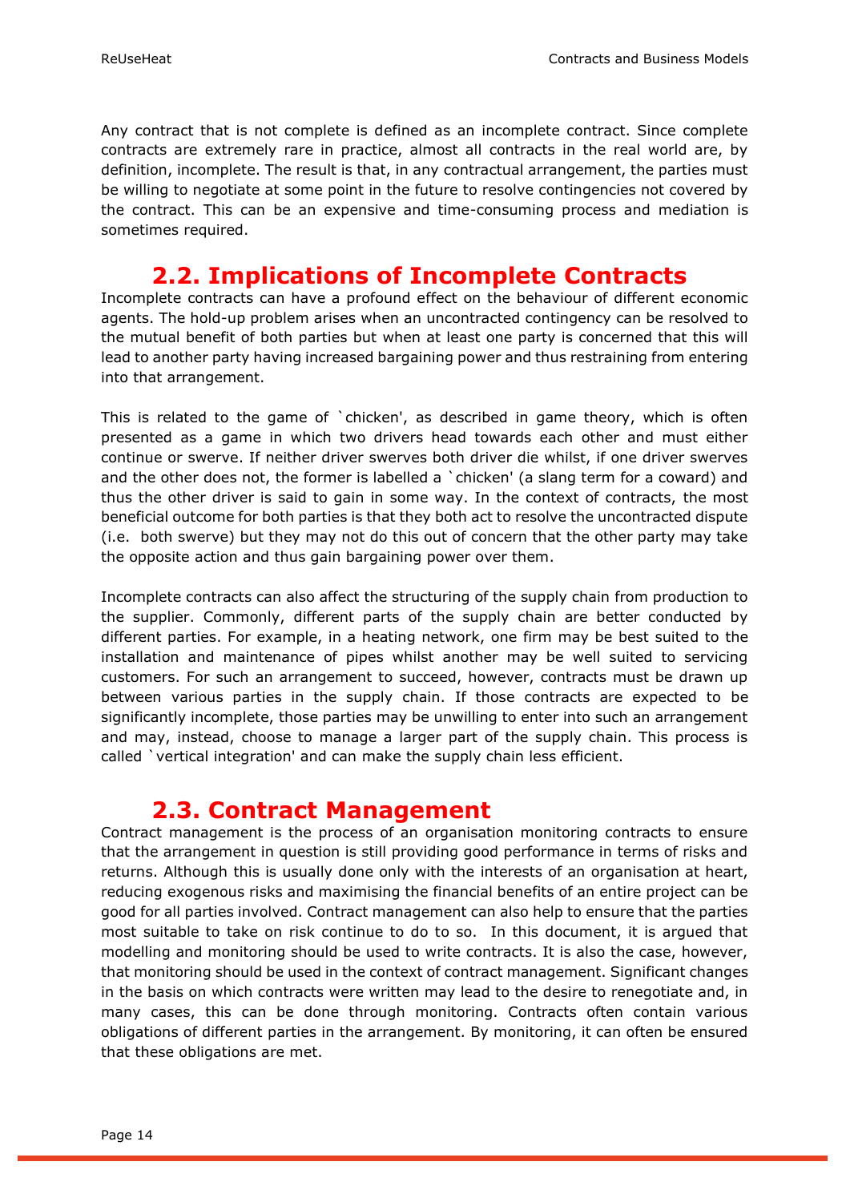Any contract that is not complete is defined as an incomplete contract. Since complete contracts are extremely rare in practice, almost all contracts in the real world are, by definition, incomplete. The result is that, in any contractual arrangement, the parties must be willing to negotiate at some point in the future to resolve contingencies not covered by the contract. This can be an expensive and time-consuming process and mediation is sometimes required.

## 2.2. Implications of Incomplete Contracts

Incomplete contracts can have a profound effect on the behaviour of different economic agents. The hold-up problem arises when an uncontracted contingency can be resolved to the mutual benefit of both parties but when at least one party is concerned that this will lead to another party having increased bargaining power and thus restraining from entering into that arrangement.

This is related to the game of `chicken', as described in game theory, which is often presented as a game in which two drivers head towards each other and must either continue or swerve. If neither driver swerves both driver die whilst, if one driver swerves and the other does not, the former is labelled a `chicken' (a slang term for a coward) and thus the other driver is said to gain in some way. In the context of contracts, the most beneficial outcome for both parties is that they both act to resolve the uncontracted dispute (i.e. both swerve) but they may not do this out of concern that the other party may take the opposite action and thus gain bargaining power over them.

Incomplete contracts can also affect the structuring of the supply chain from production to the supplier. Commonly, different parts of the supply chain are better conducted by different parties. For example, in a heating network, one firm may be best suited to the installation and maintenance of pipes whilst another may be well suited to servicing customers. For such an arrangement to succeed, however, contracts must be drawn up between various parties in the supply chain. If those contracts are expected to be significantly incomplete, those parties may be unwilling to enter into such an arrangement and may, instead, choose to manage a larger part of the supply chain. This process is called `vertical integration' and can make the supply chain less efficient.

## 2.3. Contract Management

Contract management is the process of an organisation monitoring contracts to ensure that the arrangement in question is still providing good performance in terms of risks and returns. Although this is usually done only with the interests of an organisation at heart, reducing exogenous risks and maximising the financial benefits of an entire project can be good for all parties involved. Contract management can also help to ensure that the parties most suitable to take on risk continue to do to so. In this document, it is argued that modelling and monitoring should be used to write contracts. It is also the case, however, that monitoring should be used in the context of contract management. Significant changes in the basis on which contracts were written may lead to the desire to renegotiate and, in many cases, this can be done through monitoring. Contracts often contain various obligations of different parties in the arrangement. By monitoring, it can often be ensured that these obligations are met.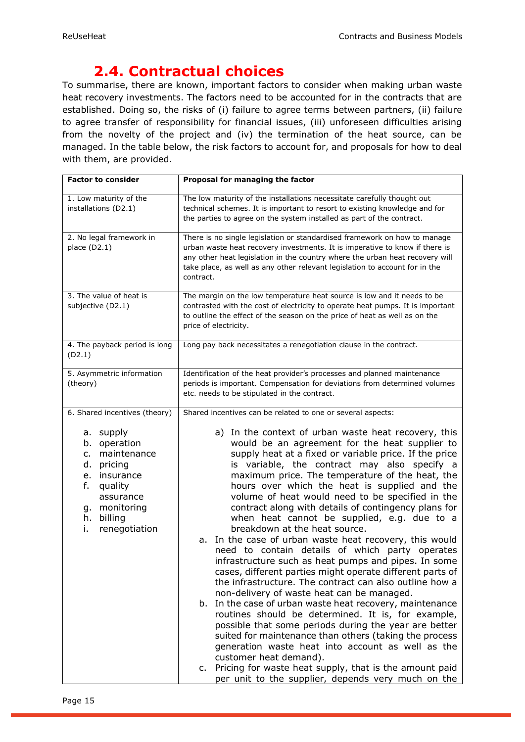## 2.4. Contractual choices

To summarise, there are known, important factors to consider when making urban waste heat recovery investments. The factors need to be accounted for in the contracts that are established. Doing so, the risks of (i) failure to agree terms between partners, (ii) failure to agree transfer of responsibility for financial issues, (iii) unforeseen difficulties arising from the novelty of the project and (iv) the termination of the heat source, can be managed. In the table below, the risk factors to account for, and proposals for how to deal with them, are provided.

| Factor to consider | Proposal for managing the factor |
|---|---|
| 1. Low maturity of the installations (D2.1) | The low maturity of the installations necessitate carefully thought out technical schemes. It is important to resort to existing knowledge and for the parties to agree on the system installed as part of the contract. |
| 2. No legal framework in place (D2.1) | There is no single legislation or standardised framework on how to manage urban waste heat recovery investments. It is imperative to know if there is any other heat legislation in the country where the urban heat recovery will take place, as well as any other relevant legislation to account for in the contract. |
| 3. The value of heat is subjective (D2.1) | The margin on the low temperature heat source is low and it needs to be contrasted with the cost of electricity to operate heat pumps. It is important to outline the effect of the season on the price of heat as well as on the price of electricity. |
| 4. The payback period is long (D2.1) | Long pay back necessitates a renegotiation clause in the contract. |
| 5. Asymmetric information (theory) | Identification of the heat provider's processes and planned maintenance periods is important. Compensation for deviations from determined volumes etc. needs to be stipulated in the contract. |
| 6. Shared incentives (theory)<br><br>a. supply<br>b. operation<br>c. maintenance<br>d. pricing<br>e. insurance<br>f. quality assurance<br>g. monitoring<br>h. billing<br>i. renegotiation | Shared incentives can be related to one or several aspects:<br><br>a) In the context of urban waste heat recovery, this would be an agreement for the heat supplier to supply heat at a fixed or variable price. If the price is variable, the contract may also specify a maximum price. The temperature of the heat, the hours over which the heat is supplied and the volume of heat would need to be specified in the contract along with details of contingency plans for when heat cannot be supplied, e.g. due to a breakdown at the heat source.<br>a. In the case of urban waste heat recovery, this would need to contain details of which party operates infrastructure such as heat pumps and pipes. In some cases, different parties might operate different parts of the infrastructure. The contract can also outline how a non-delivery of waste heat can be managed.<br>b. In the case of urban waste heat recovery, maintenance routines should be determined. It is, for example, possible that some periods during the year are better suited for maintenance than others (taking the process generation waste heat into account as well as the customer heat demand).<br>c. Pricing for waste heat supply, that is the amount paid per unit to the supplier, depends very much on the |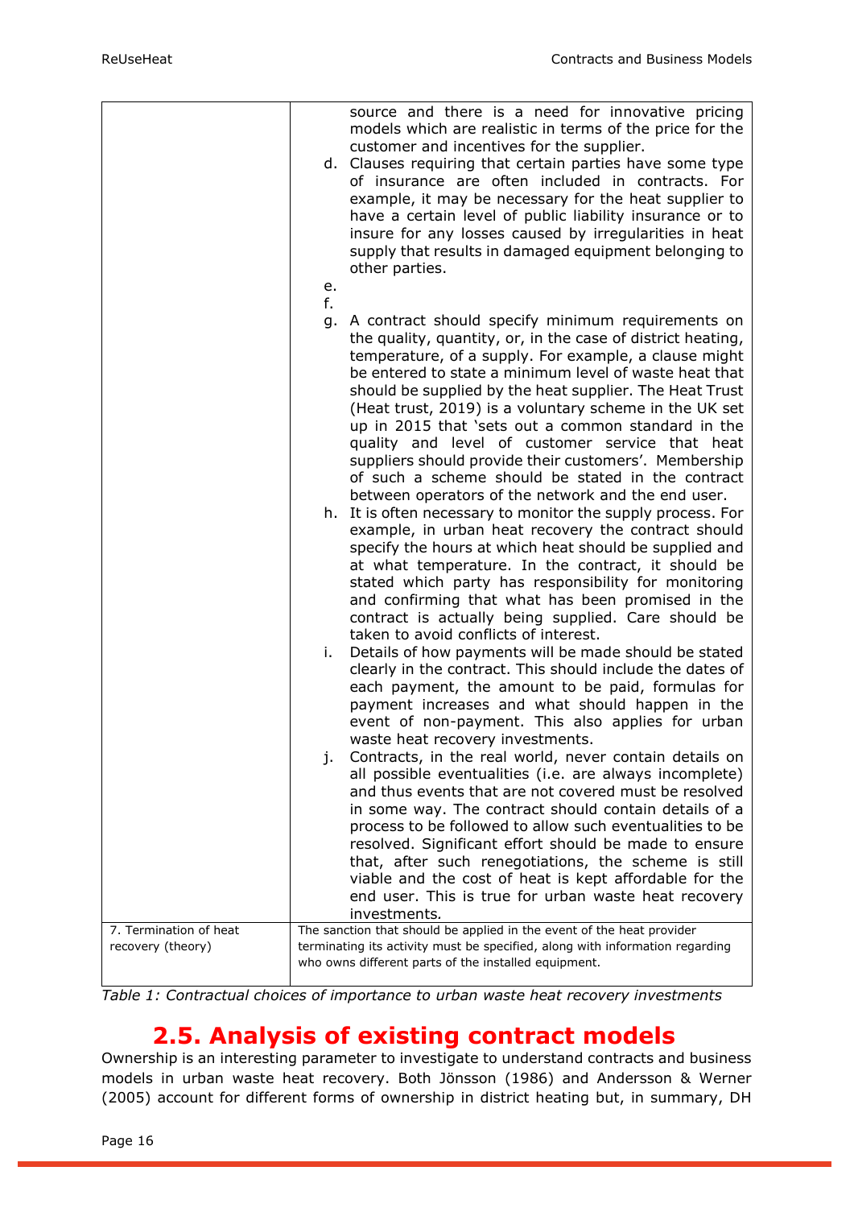| | |
|---|---|
| | source and there is a need for innovative pricing models which are realistic in terms of the price for the customer and incentives for the supplier.<br>d. Clauses requiring that certain parties have some type of insurance are often included in contracts. For example, it may be necessary for the heat supplier to have a certain level of public liability insurance or to insure for any losses caused by irregularities in heat supply that results in damaged equipment belonging to other parties.<br>e.<br>f.<br>g. A contract should specify minimum requirements on the quality, quantity, or, in the case of district heating, temperature, of a supply. For example, a clause might be entered to state a minimum level of waste heat that should be supplied by the heat supplier. The Heat Trust (Heat trust, 2019) is a voluntary scheme in the UK set up in 2015 that 'sets out a common standard in the quality and level of customer service that heat suppliers should provide their customers'. Membership of such a scheme should be stated in the contract between operators of the network and the end user.<br>h. It is often necessary to monitor the supply process. For example, in urban heat recovery the contract should specify the hours at which heat should be supplied and at what temperature. In the contract, it should be stated which party has responsibility for monitoring and confirming that what has been promised in the contract is actually being supplied. Care should be taken to avoid conflicts of interest.<br>i. Details of how payments will be made should be stated clearly in the contract. This should include the dates of each payment, the amount to be paid, formulas for payment increases and what should happen in the event of non-payment. This also applies for urban waste heat recovery investments.<br>j. Contracts, in the real world, never contain details on all possible eventualities (i.e. are always incomplete) and thus events that are not covered must be resolved in some way. The contract should contain details of a process to be followed to allow such eventualities to be resolved. Significant effort should be made to ensure that, after such renegotiations, the scheme is still viable and the cost of heat is kept affordable for the end user. This is true for urban waste heat recovery investments. |
| 7. Termination of heat recovery (theory) | The sanction that should be applied in the event of the heat provider terminating its activity must be specified, along with information regarding who owns different parts of the installed equipment. |

*Table 1: Contractual choices of importance to urban waste heat recovery investments*

## 2.5. Analysis of existing contract models

Ownership is an interesting parameter to investigate to understand contracts and business models in urban waste heat recovery. Both Jönsson (1986) and Andersson & Werner (2005) account for different forms of ownership in district heating but, in summary, DH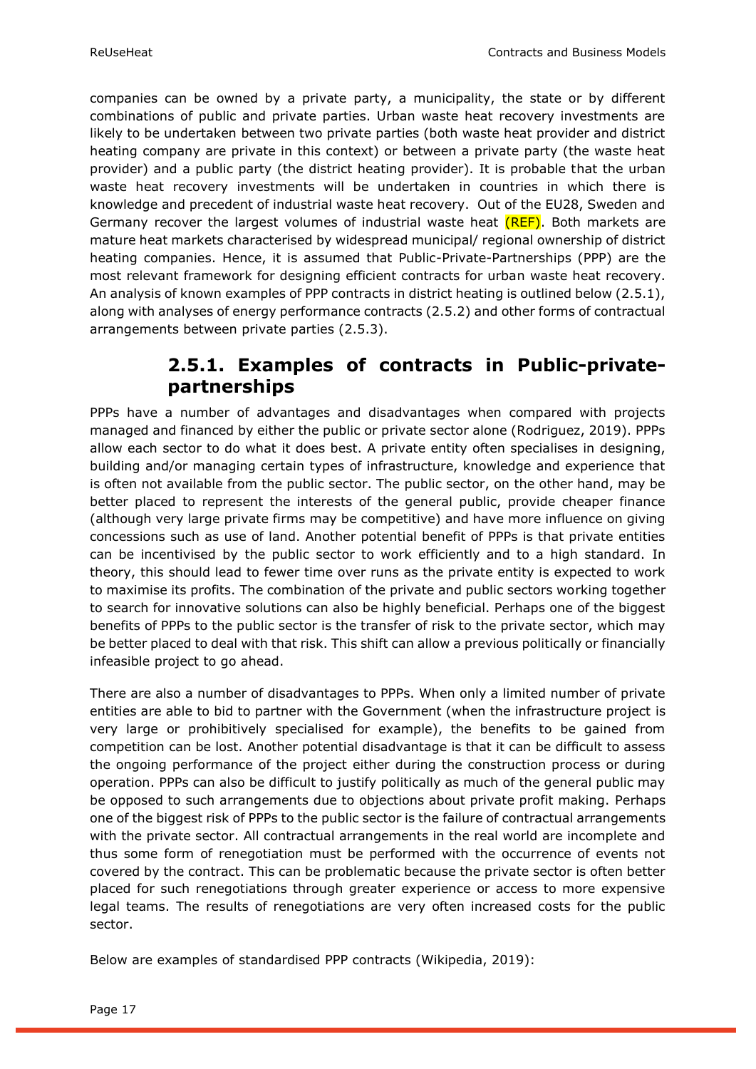companies can be owned by a private party, a municipality, the state or by different combinations of public and private parties. Urban waste heat recovery investments are likely to be undertaken between two private parties (both waste heat provider and district heating company are private in this context) or between a private party (the waste heat provider) and a public party (the district heating provider). It is probable that the urban waste heat recovery investments will be undertaken in countries in which there is knowledge and precedent of industrial waste heat recovery. Out of the EU28, Sweden and Germany recover the largest volumes of industrial waste heat (REF). Both markets are mature heat markets characterised by widespread municipal/ regional ownership of district heating companies. Hence, it is assumed that Public-Private-Partnerships (PPP) are the most relevant framework for designing efficient contracts for urban waste heat recovery. An analysis of known examples of PPP contracts in district heating is outlined below (2.5.1), along with analyses of energy performance contracts (2.5.2) and other forms of contractual arrangements between private parties (2.5.3).

### 2.5.1. Examples of contracts in Public-private-partnerships

PPPs have a number of advantages and disadvantages when compared with projects managed and financed by either the public or private sector alone (Rodriguez, 2019). PPPs allow each sector to do what it does best. A private entity often specialises in designing, building and/or managing certain types of infrastructure, knowledge and experience that is often not available from the public sector. The public sector, on the other hand, may be better placed to represent the interests of the general public, provide cheaper finance (although very large private firms may be competitive) and have more influence on giving concessions such as use of land. Another potential benefit of PPPs is that private entities can be incentivised by the public sector to work efficiently and to a high standard. In theory, this should lead to fewer time over runs as the private entity is expected to work to maximise its profits. The combination of the private and public sectors working together to search for innovative solutions can also be highly beneficial. Perhaps one of the biggest benefits of PPPs to the public sector is the transfer of risk to the private sector, which may be better placed to deal with that risk. This shift can allow a previous politically or financially infeasible project to go ahead.

There are also a number of disadvantages to PPPs. When only a limited number of private entities are able to bid to partner with the Government (when the infrastructure project is very large or prohibitively specialised for example), the benefits to be gained from competition can be lost. Another potential disadvantage is that it can be difficult to assess the ongoing performance of the project either during the construction process or during operation. PPPs can also be difficult to justify politically as much of the general public may be opposed to such arrangements due to objections about private profit making. Perhaps one of the biggest risk of PPPs to the public sector is the failure of contractual arrangements with the private sector. All contractual arrangements in the real world are incomplete and thus some form of renegotiation must be performed with the occurrence of events not covered by the contract. This can be problematic because the private sector is often better placed for such renegotiations through greater experience or access to more expensive legal teams. The results of renegotiations are very often increased costs for the public sector.

Below are examples of standardised PPP contracts (Wikipedia, 2019):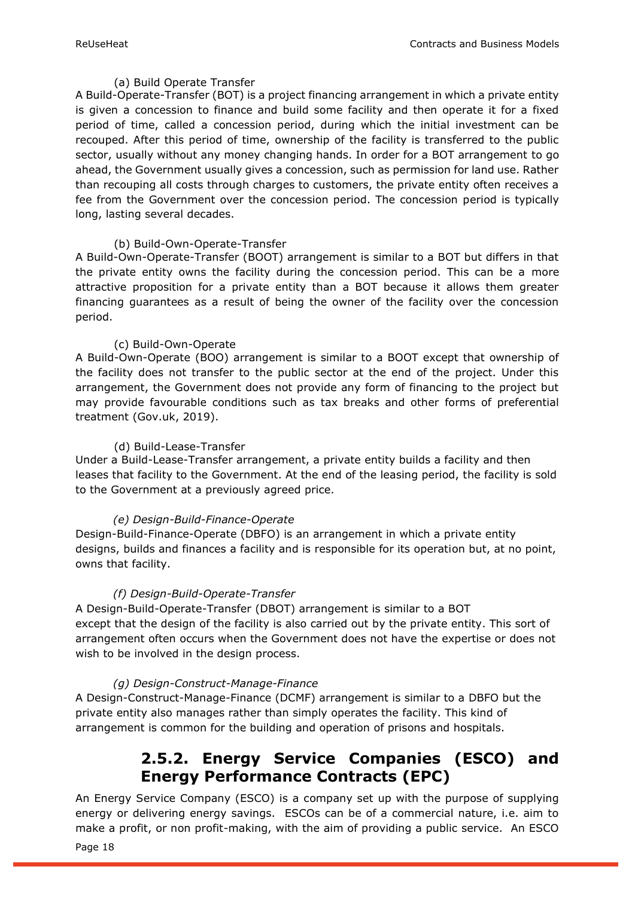(a) Build Operate Transfer

A Build-Operate-Transfer (BOT) is a project financing arrangement in which a private entity is given a concession to finance and build some facility and then operate it for a fixed period of time, called a concession period, during which the initial investment can be recouped. After this period of time, ownership of the facility is transferred to the public sector, usually without any money changing hands. In order for a BOT arrangement to go ahead, the Government usually gives a concession, such as permission for land use. Rather than recouping all costs through charges to customers, the private entity often receives a fee from the Government over the concession period. The concession period is typically long, lasting several decades.

(b) Build-Own-Operate-Transfer

A Build-Own-Operate-Transfer (BOOT) arrangement is similar to a BOT but differs in that the private entity owns the facility during the concession period. This can be a more attractive proposition for a private entity than a BOT because it allows them greater financing guarantees as a result of being the owner of the facility over the concession period.

(c) Build-Own-Operate

A Build-Own-Operate (BOO) arrangement is similar to a BOOT except that ownership of the facility does not transfer to the public sector at the end of the project. Under this arrangement, the Government does not provide any form of financing to the project but may provide favourable conditions such as tax breaks and other forms of preferential treatment (Gov.uk, 2019).

(d) Build-Lease-Transfer

Under a Build-Lease-Transfer arrangement, a private entity builds a facility and then leases that facility to the Government. At the end of the leasing period, the facility is sold to the Government at a previously agreed price.

*(e) Design-Build-Finance-Operate*

Design-Build-Finance-Operate (DBFO) is an arrangement in which a private entity designs, builds and finances a facility and is responsible for its operation but, at no point, owns that facility.

*(f) Design-Build-Operate-Transfer*

A Design-Build-Operate-Transfer (DBOT) arrangement is similar to a BOT except that the design of the facility is also carried out by the private entity. This sort of arrangement often occurs when the Government does not have the expertise or does not wish to be involved in the design process.

*(g) Design-Construct-Manage-Finance*

A Design-Construct-Manage-Finance (DCMF) arrangement is similar to a DBFO but the private entity also manages rather than simply operates the facility. This kind of arrangement is common for the building and operation of prisons and hospitals.

## 2.5.2. Energy Service Companies (ESCO) and Energy Performance Contracts (EPC)

An Energy Service Company (ESCO) is a company set up with the purpose of supplying energy or delivering energy savings. ESCOs can be of a commercial nature, i.e. aim to make a profit, or non profit-making, with the aim of providing a public service. An ESCO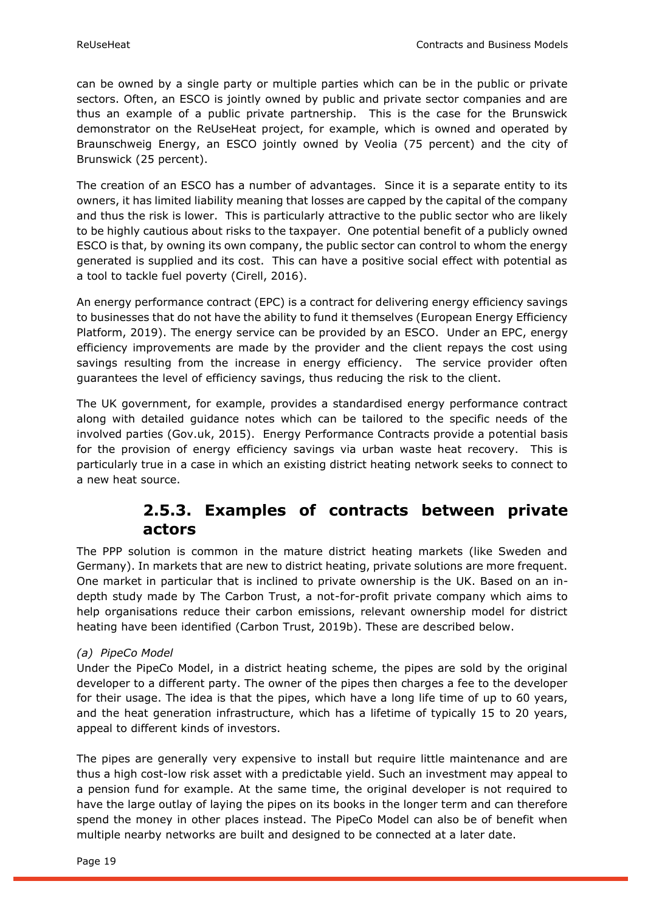can be owned by a single party or multiple parties which can be in the public or private sectors. Often, an ESCO is jointly owned by public and private sector companies and are thus an example of a public private partnership. This is the case for the Brunswick demonstrator on the ReUseHeat project, for example, which is owned and operated by Braunschweig Energy, an ESCO jointly owned by Veolia (75 percent) and the city of Brunswick (25 percent).

The creation of an ESCO has a number of advantages. Since it is a separate entity to its owners, it has limited liability meaning that losses are capped by the capital of the company and thus the risk is lower. This is particularly attractive to the public sector who are likely to be highly cautious about risks to the taxpayer. One potential benefit of a publicly owned ESCO is that, by owning its own company, the public sector can control to whom the energy generated is supplied and its cost. This can have a positive social effect with potential as a tool to tackle fuel poverty (Cirell, 2016).

An energy performance contract (EPC) is a contract for delivering energy efficiency savings to businesses that do not have the ability to fund it themselves (European Energy Efficiency Platform, 2019). The energy service can be provided by an ESCO. Under an EPC, energy efficiency improvements are made by the provider and the client repays the cost using savings resulting from the increase in energy efficiency. The service provider often guarantees the level of efficiency savings, thus reducing the risk to the client.

The UK government, for example, provides a standardised energy performance contract along with detailed guidance notes which can be tailored to the specific needs of the involved parties (Gov.uk, 2015). Energy Performance Contracts provide a potential basis for the provision of energy efficiency savings via urban waste heat recovery. This is particularly true in a case in which an existing district heating network seeks to connect to a new heat source.

### 2.5.3. Examples of contracts between private actors

The PPP solution is common in the mature district heating markets (like Sweden and Germany). In markets that are new to district heating, private solutions are more frequent. One market in particular that is inclined to private ownership is the UK. Based on an in-depth study made by The Carbon Trust, a not-for-profit private company which aims to help organisations reduce their carbon emissions, relevant ownership model for district heating have been identified (Carbon Trust, 2019b). These are described below.

*(a) PipeCo Model*

Under the PipeCo Model, in a district heating scheme, the pipes are sold by the original developer to a different party. The owner of the pipes then charges a fee to the developer for their usage. The idea is that the pipes, which have a long life time of up to 60 years, and the heat generation infrastructure, which has a lifetime of typically 15 to 20 years, appeal to different kinds of investors.

The pipes are generally very expensive to install but require little maintenance and are thus a high cost-low risk asset with a predictable yield. Such an investment may appeal to a pension fund for example. At the same time, the original developer is not required to have the large outlay of laying the pipes on its books in the longer term and can therefore spend the money in other places instead. The PipeCo Model can also be of benefit when multiple nearby networks are built and designed to be connected at a later date.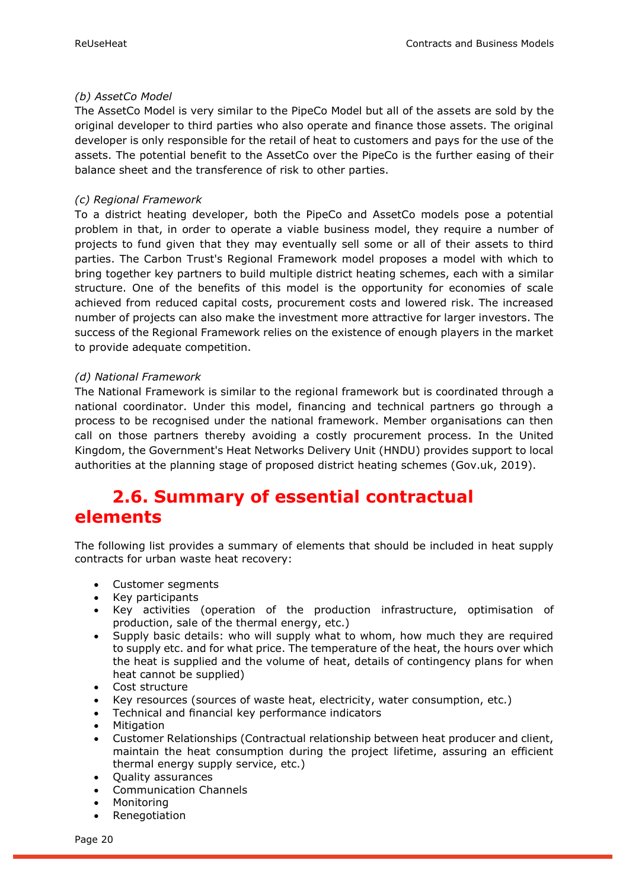*(b) AssetCo Model*

The AssetCo Model is very similar to the PipeCo Model but all of the assets are sold by the original developer to third parties who also operate and finance those assets. The original developer is only responsible for the retail of heat to customers and pays for the use of the assets. The potential benefit to the AssetCo over the PipeCo is the further easing of their balance sheet and the transference of risk to other parties.

*(c) Regional Framework*

To a district heating developer, both the PipeCo and AssetCo models pose a potential problem in that, in order to operate a viable business model, they require a number of projects to fund given that they may eventually sell some or all of their assets to third parties. The Carbon Trust's Regional Framework model proposes a model with which to bring together key partners to build multiple district heating schemes, each with a similar structure. One of the benefits of this model is the opportunity for economies of scale achieved from reduced capital costs, procurement costs and lowered risk. The increased number of projects can also make the investment more attractive for larger investors. The success of the Regional Framework relies on the existence of enough players in the market to provide adequate competition.

*(d) National Framework*

The National Framework is similar to the regional framework but is coordinated through a national coordinator. Under this model, financing and technical partners go through a process to be recognised under the national framework. Member organisations can then call on those partners thereby avoiding a costly procurement process. In the United Kingdom, the Government's Heat Networks Delivery Unit (HNDU) provides support to local authorities at the planning stage of proposed district heating schemes (Gov.uk, 2019).

## 2.6. Summary of essential contractual elements

The following list provides a summary of elements that should be included in heat supply contracts for urban waste heat recovery:

- Customer segments
- Key participants
- Key activities (operation of the production infrastructure, optimisation of production, sale of the thermal energy, etc.)
- Supply basic details: who will supply what to whom, how much they are required to supply etc. and for what price. The temperature of the heat, the hours over which the heat is supplied and the volume of heat, details of contingency plans for when heat cannot be supplied)
- Cost structure
- Key resources (sources of waste heat, electricity, water consumption, etc.)
- Technical and financial key performance indicators
- Mitigation
- Customer Relationships (Contractual relationship between heat producer and client, maintain the heat consumption during the project lifetime, assuring an efficient thermal energy supply service, etc.)
- Quality assurances
- Communication Channels
- Monitoring
- Renegotiation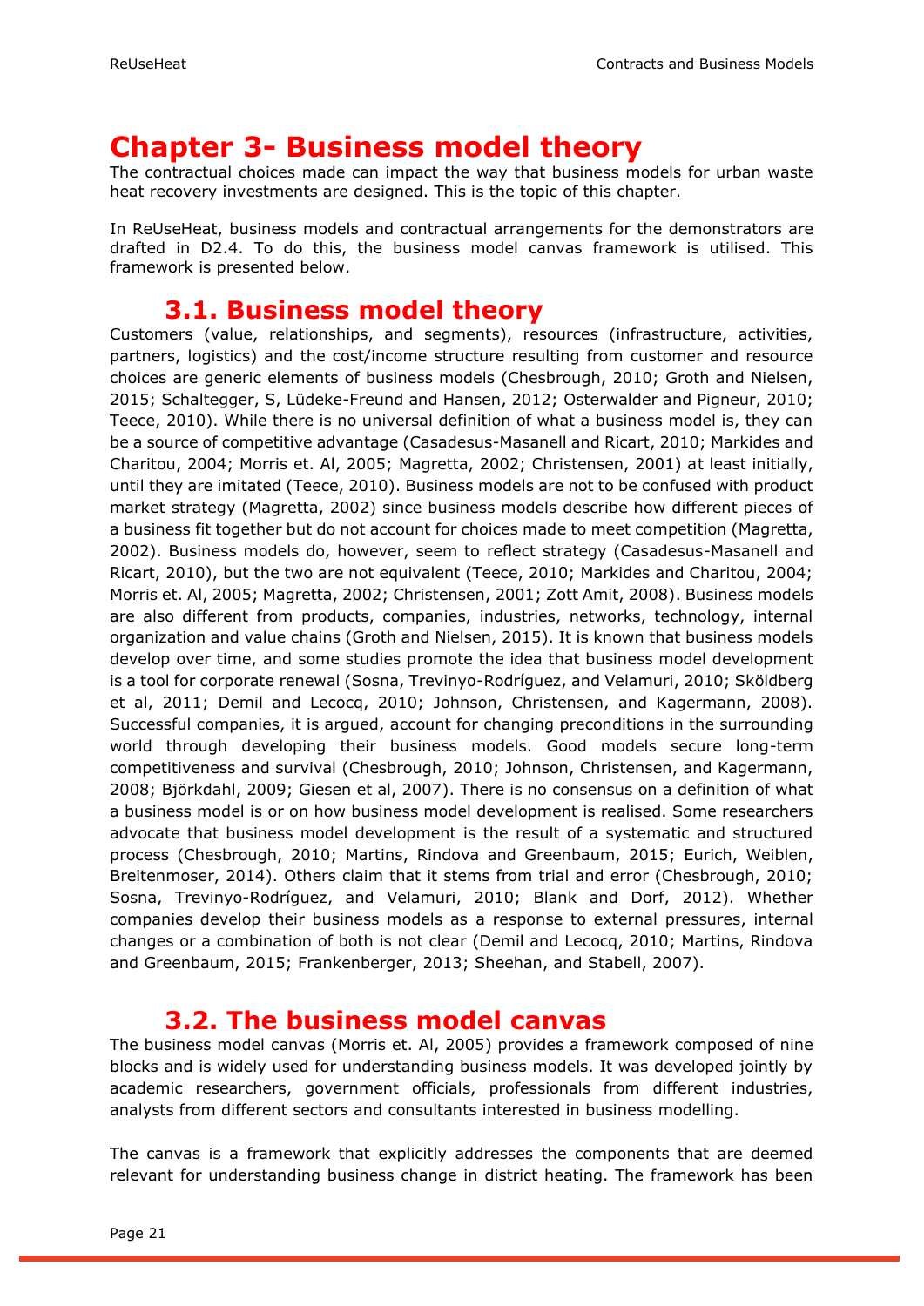# Chapter 3- Business model theory

The contractual choices made can impact the way that business models for urban waste heat recovery investments are designed. This is the topic of this chapter.

In ReUseHeat, business models and contractual arrangements for the demonstrators are drafted in D2.4. To do this, the business model canvas framework is utilised. This framework is presented below.

## 3.1. Business model theory

Customers (value, relationships, and segments), resources (infrastructure, activities, partners, logistics) and the cost/income structure resulting from customer and resource choices are generic elements of business models (Chesbrough, 2010; Groth and Nielsen, 2015; Schaltegger, S, Lüdeke-Freund and Hansen, 2012; Osterwalder and Pigneur, 2010; Teece, 2010). While there is no universal definition of what a business model is, they can be a source of competitive advantage (Casadesus-Masanell and Ricart, 2010; Markides and Charitou, 2004; Morris et. Al, 2005; Magretta, 2002; Christensen, 2001) at least initially, until they are imitated (Teece, 2010). Business models are not to be confused with product market strategy (Magretta, 2002) since business models describe how different pieces of a business fit together but do not account for choices made to meet competition (Magretta, 2002). Business models do, however, seem to reflect strategy (Casadesus-Masanell and Ricart, 2010), but the two are not equivalent (Teece, 2010; Markides and Charitou, 2004; Morris et. Al, 2005; Magretta, 2002; Christensen, 2001; Zott Amit, 2008). Business models are also different from products, companies, industries, networks, technology, internal organization and value chains (Groth and Nielsen, 2015). It is known that business models develop over time, and some studies promote the idea that business model development is a tool for corporate renewal (Sosna, Trevinyo-Rodríguez, and Velamuri, 2010; Sköldberg et al, 2011; Demil and Lecocq, 2010; Johnson, Christensen, and Kagermann, 2008). Successful companies, it is argued, account for changing preconditions in the surrounding world through developing their business models. Good models secure long-term competitiveness and survival (Chesbrough, 2010; Johnson, Christensen, and Kagermann, 2008; Björkdahl, 2009; Giesen et al, 2007). There is no consensus on a definition of what a business model is or on how business model development is realised. Some researchers advocate that business model development is the result of a systematic and structured process (Chesbrough, 2010; Martins, Rindova and Greenbaum, 2015; Eurich, Weiblen, Breitenmoser, 2014). Others claim that it stems from trial and error (Chesbrough, 2010; Sosna, Trevinyo-Rodríguez, and Velamuri, 2010; Blank and Dorf, 2012). Whether companies develop their business models as a response to external pressures, internal changes or a combination of both is not clear (Demil and Lecocq, 2010; Martins, Rindova and Greenbaum, 2015; Frankenberger, 2013; Sheehan, and Stabell, 2007).

## 3.2. The business model canvas

The business model canvas (Morris et. Al, 2005) provides a framework composed of nine blocks and is widely used for understanding business models. It was developed jointly by academic researchers, government officials, professionals from different industries, analysts from different sectors and consultants interested in business modelling.

The canvas is a framework that explicitly addresses the components that are deemed relevant for understanding business change in district heating. The framework has been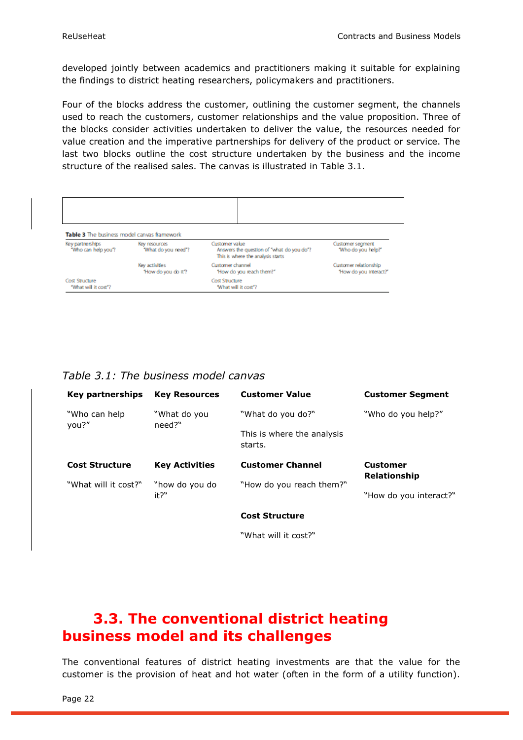developed jointly between academics and practitioners making it suitable for explaining the findings to district heating researchers, policymakers and practitioners.

Four of the blocks address the customer, outlining the customer segment, the channels used to reach the customers, customer relationships and the value proposition. Three of the blocks consider activities undertaken to deliver the value, the resources needed for value creation and the imperative partnerships for delivery of the product or service. The last two blocks outline the cost structure undertaken by the business and the income structure of the realised sales. The canvas is illustrated in Table 3.1.

**Table 3** The business model canvas framework

| Key partnerships "Who can help you"? | Key resources "What do you need"? | Customer value Answers the question of "what do you do"? This is where the analysis starts | Customer segment "Who do you help?" |
|---|---|---|---|
| | Key activities "How do you do it"? | Customer channel "How do you reach them?" | Customer relationship "How do you interact?" |
| Cost Structure "What will it cost"? | | Cost Structure "What will it cost"? | |

*Table 3.1: The business model canvas*

| Key partnerships | Key Resources | Customer Value | Customer Segment |
|---|---|---|---|
| "Who can help you?" | "What do you need?" | "What do you do?" This is where the analysis starts. | "Who do you help?" |
| **Cost Structure** | **Key Activities** | **Customer Channel** | **Customer Relationship** |
| "What will it cost?" | "how do you do it?" | "How do you reach them?" | "How do you interact?" |
| | | **Cost Structure** | |
| | | "What will it cost?" | |

## 3.3. The conventional district heating business model and its challenges

The conventional features of district heating investments are that the value for the customer is the provision of heat and hot water (often in the form of a utility function).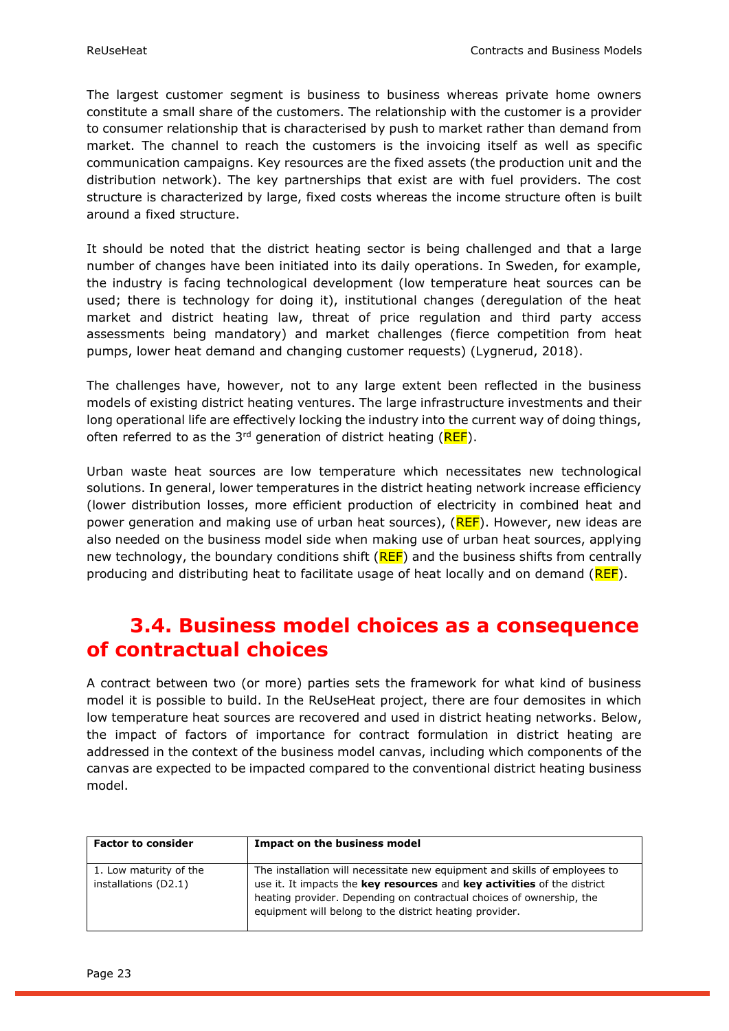The largest customer segment is business to business whereas private home owners constitute a small share of the customers. The relationship with the customer is a provider to consumer relationship that is characterised by push to market rather than demand from market. The channel to reach the customers is the invoicing itself as well as specific communication campaigns. Key resources are the fixed assets (the production unit and the distribution network). The key partnerships that exist are with fuel providers. The cost structure is characterized by large, fixed costs whereas the income structure often is built around a fixed structure.

It should be noted that the district heating sector is being challenged and that a large number of changes have been initiated into its daily operations. In Sweden, for example, the industry is facing technological development (low temperature heat sources can be used; there is technology for doing it), institutional changes (deregulation of the heat market and district heating law, threat of price regulation and third party access assessments being mandatory) and market challenges (fierce competition from heat pumps, lower heat demand and changing customer requests) (Lygnerud, 2018).

The challenges have, however, not to any large extent been reflected in the business models of existing district heating ventures. The large infrastructure investments and their long operational life are effectively locking the industry into the current way of doing things, often referred to as the 3rd generation of district heating (REF).

Urban waste heat sources are low temperature which necessitates new technological solutions. In general, lower temperatures in the district heating network increase efficiency (lower distribution losses, more efficient production of electricity in combined heat and power generation and making use of urban heat sources), (REF). However, new ideas are also needed on the business model side when making use of urban heat sources, applying new technology, the boundary conditions shift (REF) and the business shifts from centrally producing and distributing heat to facilitate usage of heat locally and on demand (REF).

## 3.4. Business model choices as a consequence of contractual choices

A contract between two (or more) parties sets the framework for what kind of business model it is possible to build. In the ReUseHeat project, there are four demosites in which low temperature heat sources are recovered and used in district heating networks. Below, the impact of factors of importance for contract formulation in district heating are addressed in the context of the business model canvas, including which components of the canvas are expected to be impacted compared to the conventional district heating business model.

| Factor to consider | Impact on the business model |
|---|---|
| 1. Low maturity of the installations (D2.1) | The installation will necessitate new equipment and skills of employees to use it. It impacts the **key resources** and **key activities** of the district heating provider. Depending on contractual choices of ownership, the equipment will belong to the district heating provider. |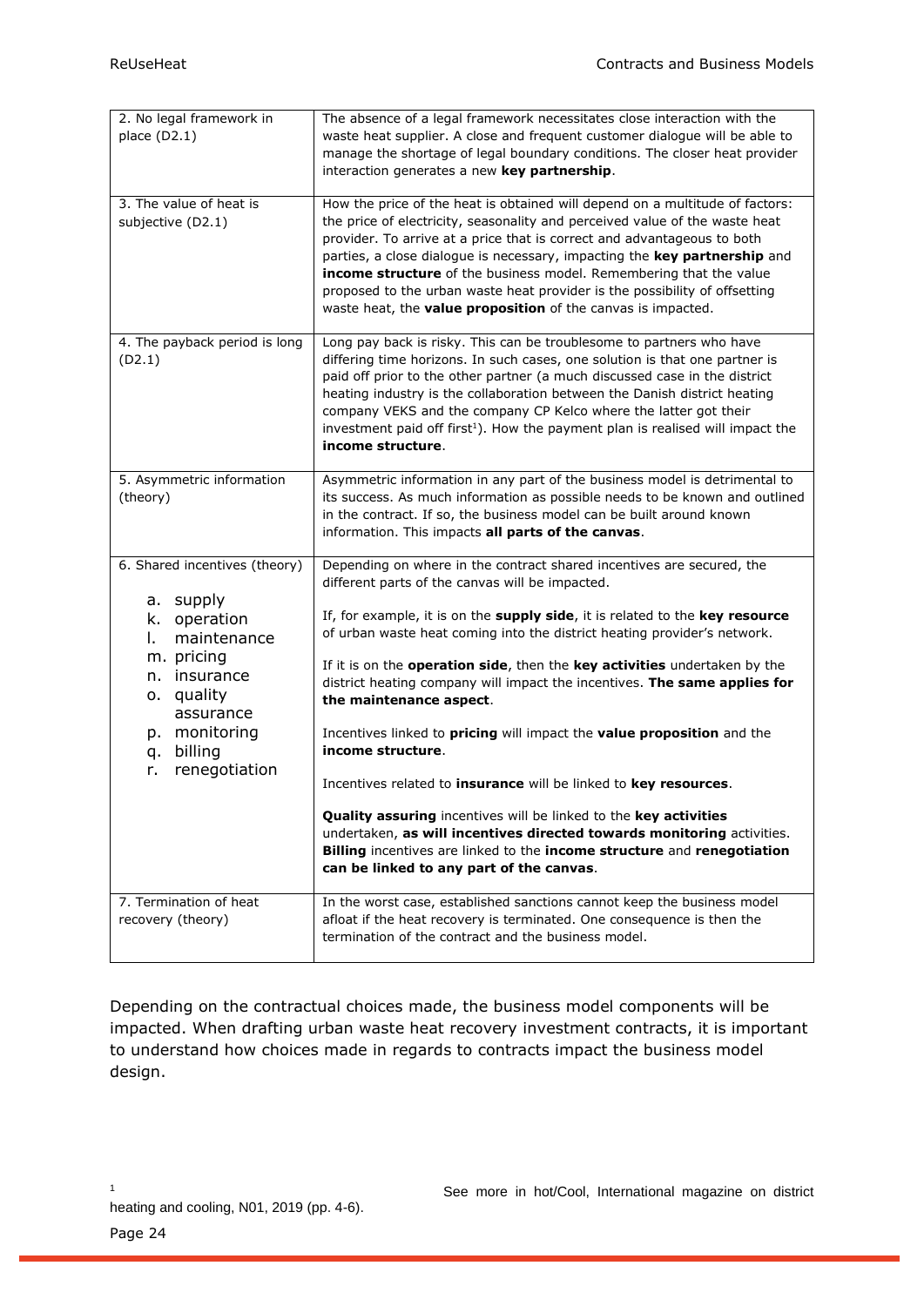| | |
|---|---|
| 2. No legal framework in place (D2.1) | The absence of a legal framework necessitates close interaction with the waste heat supplier. A close and frequent customer dialogue will be able to manage the shortage of legal boundary conditions. The closer heat provider interaction generates a new **key partnership**. |
| 3. The value of heat is subjective (D2.1) | How the price of the heat is obtained will depend on a multitude of factors: the price of electricity, seasonality and perceived value of the waste heat provider. To arrive at a price that is correct and advantageous to both parties, a close dialogue is necessary, impacting the **key partnership** and **income structure** of the business model. Remembering that the value proposed to the urban waste heat provider is the possibility of offsetting waste heat, the **value proposition** of the canvas is impacted. |
| 4. The payback period is long (D2.1) | Long pay back is risky. This can be troublesome to partners who have differing time horizons. In such cases, one solution is that one partner is paid off prior to the other partner (a much discussed case in the district heating industry is the collaboration between the Danish district heating company VEKS and the company CP Kelco where the latter got their investment paid off first[1]). How the payment plan is realised will impact the **income structure**. |
| 5. Asymmetric information (theory) | Asymmetric information in any part of the business model is detrimental to its success. As much information as possible needs to be known and outlined in the contract. If so, the business model can be built around known information. This impacts **all parts of the canvas**. |
| 6. Shared incentives (theory)<br>a. supply<br>k. operation<br>l. maintenance<br>m. pricing<br>n. insurance<br>o. quality assurance<br>p. monitoring<br>q. billing<br>r. renegotiation | Depending on where in the contract shared incentives are secured, the different parts of the canvas will be impacted.<br><br>If, for example, it is on the **supply side**, it is related to the **key resource** of urban waste heat coming into the district heating provider's network.<br><br>If it is on the **operation side**, then the **key activities** undertaken by the district heating company will impact the incentives. **The same applies for the maintenance aspect**.<br><br>Incentives linked to **pricing** will impact the **value proposition** and the **income structure**.<br><br>Incentives related to **insurance** will be linked to **key resources**.<br><br>**Quality assuring** incentives will be linked to the **key activities** undertaken, **as will incentives directed towards monitoring** activities. **Billing** incentives are linked to the **income structure** and **renegotiation can be linked to any part of the canvas**. |
| 7. Termination of heat recovery (theory) | In the worst case, established sanctions cannot keep the business model afloat if the heat recovery is terminated. One consequence is then the termination of the contract and the business model. |

Depending on the contractual choices made, the business model components will be impacted. When drafting urban waste heat recovery investment contracts, it is important to understand how choices made in regards to contracts impact the business model design.

[1] See more in hot/Cool, International magazine on district heating and cooling, N01, 2019 (pp. 4-6).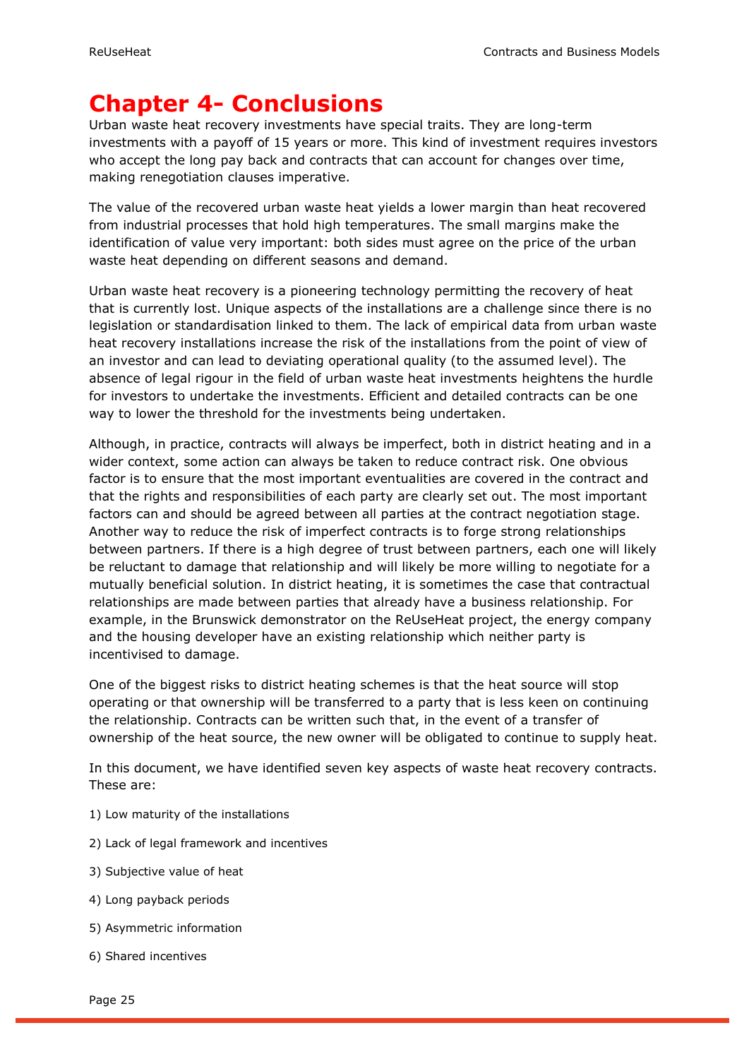# Chapter 4- Conclusions

Urban waste heat recovery investments have special traits. They are long-term investments with a payoff of 15 years or more. This kind of investment requires investors who accept the long pay back and contracts that can account for changes over time, making renegotiation clauses imperative.

The value of the recovered urban waste heat yields a lower margin than heat recovered from industrial processes that hold high temperatures. The small margins make the identification of value very important: both sides must agree on the price of the urban waste heat depending on different seasons and demand.

Urban waste heat recovery is a pioneering technology permitting the recovery of heat that is currently lost. Unique aspects of the installations are a challenge since there is no legislation or standardisation linked to them. The lack of empirical data from urban waste heat recovery installations increase the risk of the installations from the point of view of an investor and can lead to deviating operational quality (to the assumed level). The absence of legal rigour in the field of urban waste heat investments heightens the hurdle for investors to undertake the investments. Efficient and detailed contracts can be one way to lower the threshold for the investments being undertaken.

Although, in practice, contracts will always be imperfect, both in district heating and in a wider context, some action can always be taken to reduce contract risk. One obvious factor is to ensure that the most important eventualities are covered in the contract and that the rights and responsibilities of each party are clearly set out. The most important factors can and should be agreed between all parties at the contract negotiation stage. Another way to reduce the risk of imperfect contracts is to forge strong relationships between partners. If there is a high degree of trust between partners, each one will likely be reluctant to damage that relationship and will likely be more willing to negotiate for a mutually beneficial solution. In district heating, it is sometimes the case that contractual relationships are made between parties that already have a business relationship. For example, in the Brunswick demonstrator on the ReUseHeat project, the energy company and the housing developer have an existing relationship which neither party is incentivised to damage.

One of the biggest risks to district heating schemes is that the heat source will stop operating or that ownership will be transferred to a party that is less keen on continuing the relationship. Contracts can be written such that, in the event of a transfer of ownership of the heat source, the new owner will be obligated to continue to supply heat.

In this document, we have identified seven key aspects of waste heat recovery contracts. These are:

1) Low maturity of the installations

2) Lack of legal framework and incentives

3) Subjective value of heat

4) Long payback periods

5) Asymmetric information

6) Shared incentives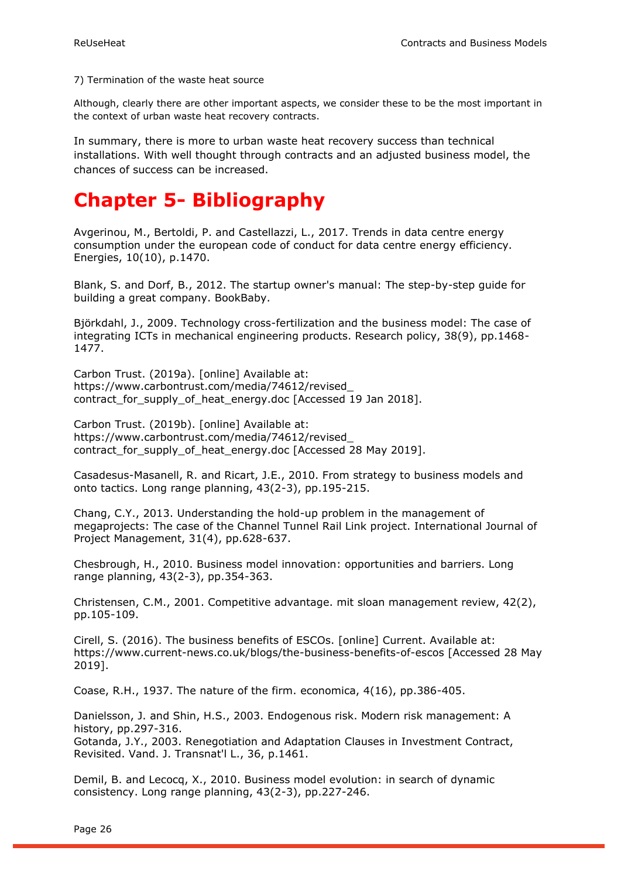7) Termination of the waste heat source

Although, clearly there are other important aspects, we consider these to be the most important in the context of urban waste heat recovery contracts.

In summary, there is more to urban waste heat recovery success than technical installations. With well thought through contracts and an adjusted business model, the chances of success can be increased.

# Chapter 5- Bibliography

Avgerinou, M., Bertoldi, P. and Castellazzi, L., 2017. Trends in data centre energy consumption under the european code of conduct for data centre energy efficiency. Energies, 10(10), p.1470.

Blank, S. and Dorf, B., 2012. The startup owner's manual: The step-by-step guide for building a great company. BookBaby.

Björkdahl, J., 2009. Technology cross-fertilization and the business model: The case of integrating ICTs in mechanical engineering products. Research policy, 38(9), pp.1468-1477.

Carbon Trust. (2019a). [online] Available at: https://www.carbontrust.com/media/74612/revised_contract_for_supply_of_heat_energy.doc [Accessed 19 Jan 2018].

Carbon Trust. (2019b). [online] Available at: https://www.carbontrust.com/media/74612/revised_contract_for_supply_of_heat_energy.doc [Accessed 28 May 2019].

Casadesus-Masanell, R. and Ricart, J.E., 2010. From strategy to business models and onto tactics. Long range planning, 43(2-3), pp.195-215.

Chang, C.Y., 2013. Understanding the hold-up problem in the management of megaprojects: The case of the Channel Tunnel Rail Link project. International Journal of Project Management, 31(4), pp.628-637.

Chesbrough, H., 2010. Business model innovation: opportunities and barriers. Long range planning, 43(2-3), pp.354-363.

Christensen, C.M., 2001. Competitive advantage. mit sloan management review, 42(2), pp.105-109.

Cirell, S. (2016). The business benefits of ESCOs. [online] Current. Available at: https://www.current-news.co.uk/blogs/the-business-benefits-of-escos [Accessed 28 May 2019].

Coase, R.H., 1937. The nature of the firm. economica, 4(16), pp.386-405.

Danielsson, J. and Shin, H.S., 2003. Endogenous risk. Modern risk management: A history, pp.297-316.
Gotanda, J.Y., 2003. Renegotiation and Adaptation Clauses in Investment Contract, Revisited. Vand. J. Transnat'l L., 36, p.1461.

Demil, B. and Lecocq, X., 2010. Business model evolution: in search of dynamic consistency. Long range planning, 43(2-3), pp.227-246.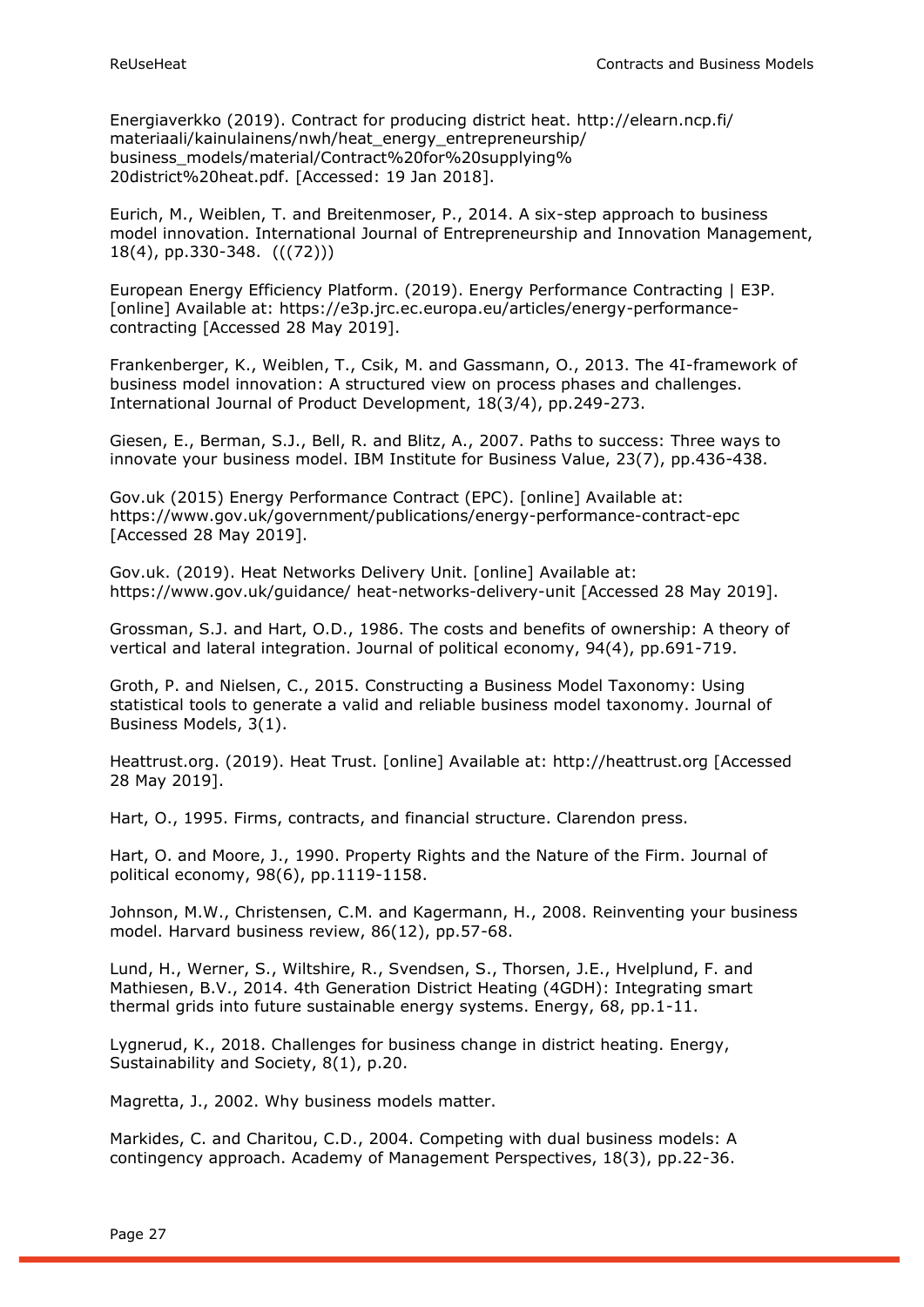Energiaverkko (2019). Contract for producing district heat. http://elearn.ncp.fi/materiaali/kainulainens/nwh/heat_energy_entrepreneurship/business_models/material/Contract%20for%20supplying%20district%20heat.pdf. [Accessed: 19 Jan 2018].

Eurich, M., Weiblen, T. and Breitenmoser, P., 2014. A six-step approach to business model innovation. International Journal of Entrepreneurship and Innovation Management, 18(4), pp.330-348. (((72)))

European Energy Efficiency Platform. (2019). Energy Performance Contracting | E3P. [online] Available at: https://e3p.jrc.ec.europa.eu/articles/energy-performance-contracting [Accessed 28 May 2019].

Frankenberger, K., Weiblen, T., Csik, M. and Gassmann, O., 2013. The 4I-framework of business model innovation: A structured view on process phases and challenges. International Journal of Product Development, 18(3/4), pp.249-273.

Giesen, E., Berman, S.J., Bell, R. and Blitz, A., 2007. Paths to success: Three ways to innovate your business model. IBM Institute for Business Value, 23(7), pp.436-438.

Gov.uk (2015) Energy Performance Contract (EPC). [online] Available at: https://www.gov.uk/government/publications/energy-performance-contract-epc [Accessed 28 May 2019].

Gov.uk. (2019). Heat Networks Delivery Unit. [online] Available at: https://www.gov.uk/guidance/ heat-networks-delivery-unit [Accessed 28 May 2019].

Grossman, S.J. and Hart, O.D., 1986. The costs and benefits of ownership: A theory of vertical and lateral integration. Journal of political economy, 94(4), pp.691-719.

Groth, P. and Nielsen, C., 2015. Constructing a Business Model Taxonomy: Using statistical tools to generate a valid and reliable business model taxonomy. Journal of Business Models, 3(1).

Heattrust.org. (2019). Heat Trust. [online] Available at: http://heattrust.org [Accessed 28 May 2019].

Hart, O., 1995. Firms, contracts, and financial structure. Clarendon press.

Hart, O. and Moore, J., 1990. Property Rights and the Nature of the Firm. Journal of political economy, 98(6), pp.1119-1158.

Johnson, M.W., Christensen, C.M. and Kagermann, H., 2008. Reinventing your business model. Harvard business review, 86(12), pp.57-68.

Lund, H., Werner, S., Wiltshire, R., Svendsen, S., Thorsen, J.E., Hvelplund, F. and Mathiesen, B.V., 2014. 4th Generation District Heating (4GDH): Integrating smart thermal grids into future sustainable energy systems. Energy, 68, pp.1-11.

Lygnerud, K., 2018. Challenges for business change in district heating. Energy, Sustainability and Society, 8(1), p.20.

Magretta, J., 2002. Why business models matter.

Markides, C. and Charitou, C.D., 2004. Competing with dual business models: A contingency approach. Academy of Management Perspectives, 18(3), pp.22-36.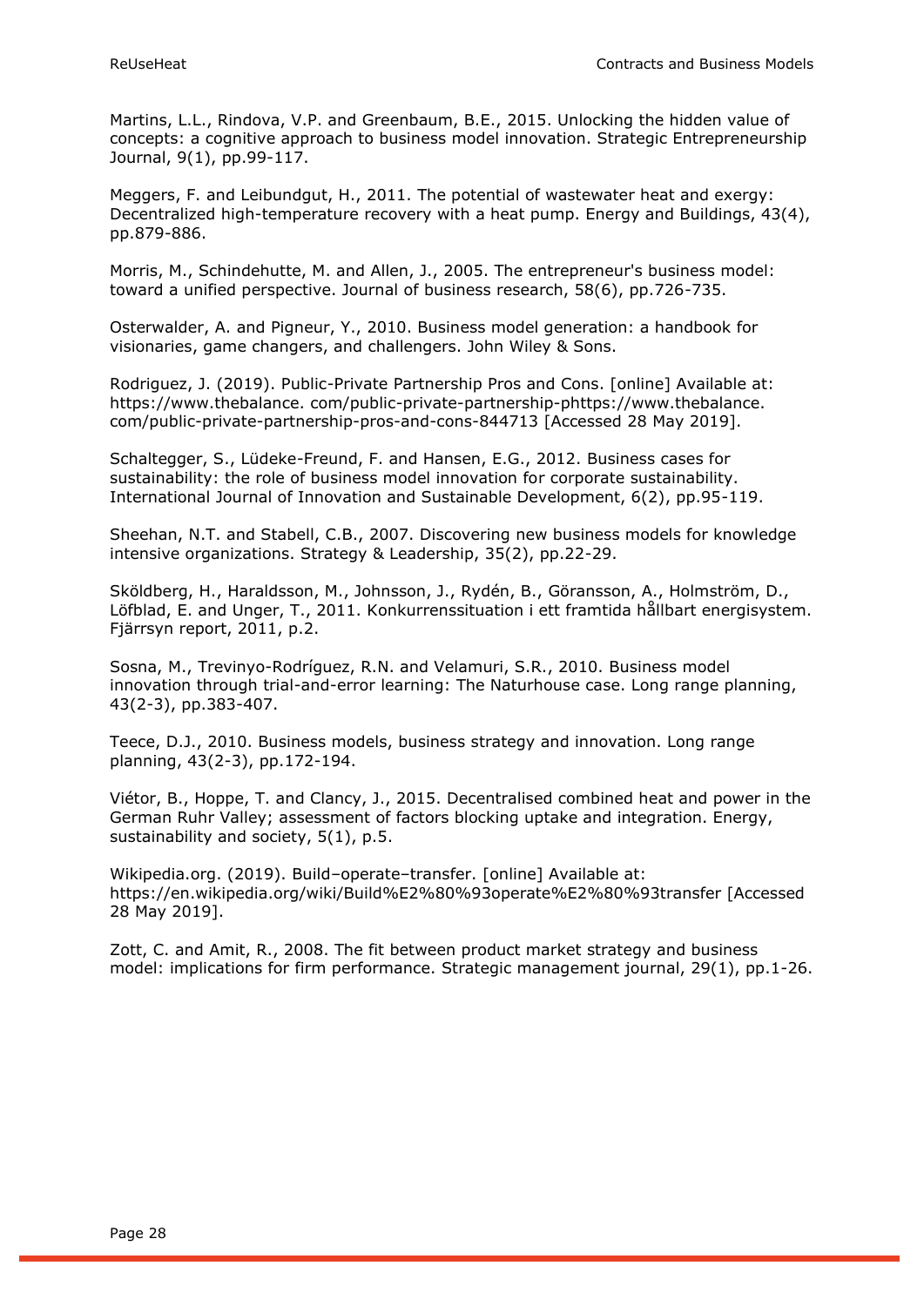Martins, L.L., Rindova, V.P. and Greenbaum, B.E., 2015. Unlocking the hidden value of concepts: a cognitive approach to business model innovation. Strategic Entrepreneurship Journal, 9(1), pp.99-117.

Meggers, F. and Leibundgut, H., 2011. The potential of wastewater heat and exergy: Decentralized high-temperature recovery with a heat pump. Energy and Buildings, 43(4), pp.879-886.

Morris, M., Schindehutte, M. and Allen, J., 2005. The entrepreneur's business model: toward a unified perspective. Journal of business research, 58(6), pp.726-735.

Osterwalder, A. and Pigneur, Y., 2010. Business model generation: a handbook for visionaries, game changers, and challengers. John Wiley & Sons.

Rodriguez, J. (2019). Public-Private Partnership Pros and Cons. [online] Available at: https://www.thebalance. com/public-private-partnership-phttps://www.thebalance. com/public-private-partnership-pros-and-cons-844713 [Accessed 28 May 2019].

Schaltegger, S., Lüdeke-Freund, F. and Hansen, E.G., 2012. Business cases for sustainability: the role of business model innovation for corporate sustainability. International Journal of Innovation and Sustainable Development, 6(2), pp.95-119.

Sheehan, N.T. and Stabell, C.B., 2007. Discovering new business models for knowledge intensive organizations. Strategy & Leadership, 35(2), pp.22-29.

Sköldberg, H., Haraldsson, M., Johnsson, J., Rydén, B., Göransson, A., Holmström, D., Löfblad, E. and Unger, T., 2011. Konkurrenssituation i ett framtida hållbart energisystem. Fjärrsyn report, 2011, p.2.

Sosna, M., Trevinyo-Rodríguez, R.N. and Velamuri, S.R., 2010. Business model innovation through trial-and-error learning: The Naturhouse case. Long range planning, 43(2-3), pp.383-407.

Teece, D.J., 2010. Business models, business strategy and innovation. Long range planning, 43(2-3), pp.172-194.

Viétor, B., Hoppe, T. and Clancy, J., 2015. Decentralised combined heat and power in the German Ruhr Valley; assessment of factors blocking uptake and integration. Energy, sustainability and society, 5(1), p.5.

Wikipedia.org. (2019). Build–operate–transfer. [online] Available at: https://en.wikipedia.org/wiki/Build%E2%80%93operate%E2%80%93transfer [Accessed 28 May 2019].

Zott, C. and Amit, R., 2008. The fit between product market strategy and business model: implications for firm performance. Strategic management journal, 29(1), pp.1-26.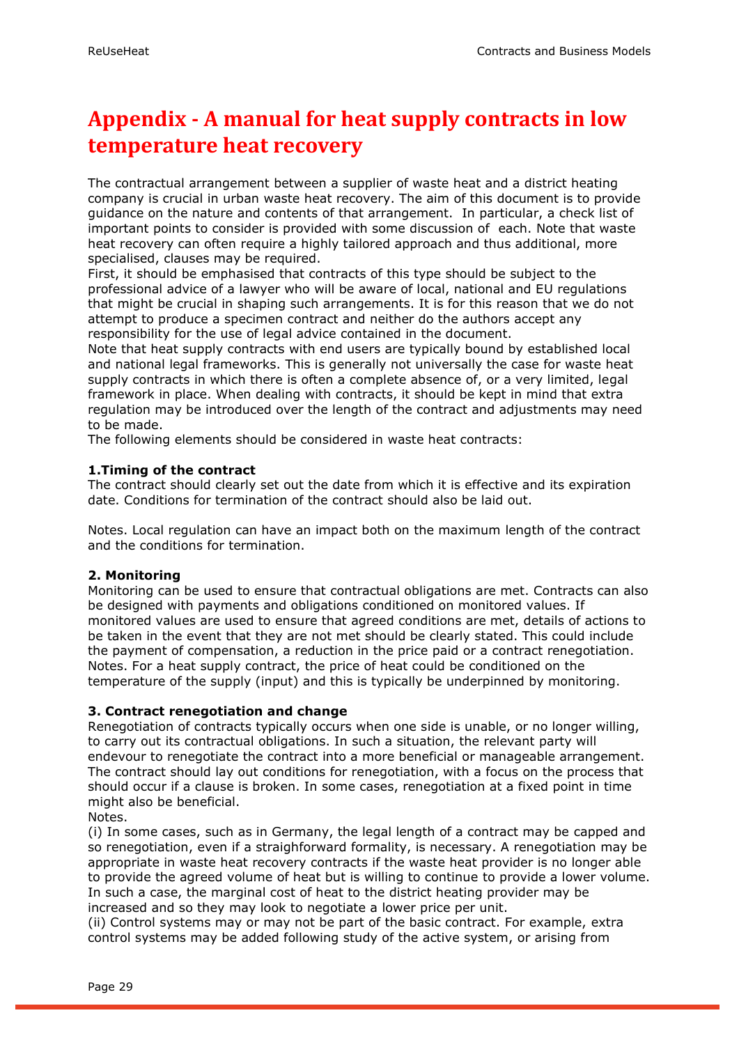# Appendix - A manual for heat supply contracts in low temperature heat recovery

The contractual arrangement between a supplier of waste heat and a district heating company is crucial in urban waste heat recovery. The aim of this document is to provide guidance on the nature and contents of that arrangement. In particular, a check list of important points to consider is provided with some discussion of each. Note that waste heat recovery can often require a highly tailored approach and thus additional, more specialised, clauses may be required.

First, it should be emphasised that contracts of this type should be subject to the professional advice of a lawyer who will be aware of local, national and EU regulations that might be crucial in shaping such arrangements. It is for this reason that we do not attempt to produce a specimen contract and neither do the authors accept any responsibility for the use of legal advice contained in the document.

Note that heat supply contracts with end users are typically bound by established local and national legal frameworks. This is generally not universally the case for waste heat supply contracts in which there is often a complete absence of, or a very limited, legal framework in place. When dealing with contracts, it should be kept in mind that extra regulation may be introduced over the length of the contract and adjustments may need to be made.

The following elements should be considered in waste heat contracts:

**1.Timing of the contract**

The contract should clearly set out the date from which it is effective and its expiration date. Conditions for termination of the contract should also be laid out.

Notes. Local regulation can have an impact both on the maximum length of the contract and the conditions for termination.

**2. Monitoring**

Monitoring can be used to ensure that contractual obligations are met. Contracts can also be designed with payments and obligations conditioned on monitored values. If monitored values are used to ensure that agreed conditions are met, details of actions to be taken in the event that they are not met should be clearly stated. This could include the payment of compensation, a reduction in the price paid or a contract renegotiation.

Notes. For a heat supply contract, the price of heat could be conditioned on the temperature of the supply (input) and this is typically be underpinned by monitoring.

**3. Contract renegotiation and change**

Renegotiation of contracts typically occurs when one side is unable, or no longer willing, to carry out its contractual obligations. In such a situation, the relevant party will endevour to renegotiate the contract into a more beneficial or manageable arrangement. The contract should lay out conditions for renegotiation, with a focus on the process that should occur if a clause is broken. In some cases, renegotiation at a fixed point in time might also be beneficial.

Notes.

(i) In some cases, such as in Germany, the legal length of a contract may be capped and so renegotiation, even if a straighforward formality, is necessary. A renegotiation may be appropriate in waste heat recovery contracts if the waste heat provider is no longer able to provide the agreed volume of heat but is willing to continue to provide a lower volume. In such a case, the marginal cost of heat to the district heating provider may be increased and so they may look to negotiate a lower price per unit.

(ii) Control systems may or may not be part of the basic contract. For example, extra control systems may be added following study of the active system, or arising from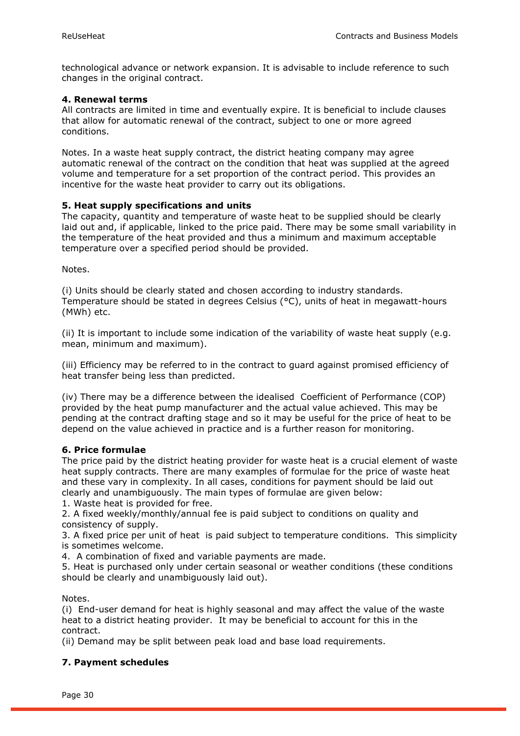technological advance or network expansion. It is advisable to include reference to such changes in the original contract.

**4. Renewal terms**
All contracts are limited in time and eventually expire. It is beneficial to include clauses that allow for automatic renewal of the contract, subject to one or more agreed conditions.

Notes. In a waste heat supply contract, the district heating company may agree automatic renewal of the contract on the condition that heat was supplied at the agreed volume and temperature for a set proportion of the contract period. This provides an incentive for the waste heat provider to carry out its obligations.

**5. Heat supply specifications and units**
The capacity, quantity and temperature of waste heat to be supplied should be clearly laid out and, if applicable, linked to the price paid. There may be some small variability in the temperature of the heat provided and thus a minimum and maximum acceptable temperature over a specified period should be provided.

Notes.

(i) Units should be clearly stated and chosen according to industry standards. Temperature should be stated in degrees Celsius (°C), units of heat in megawatt-hours (MWh) etc.

(ii) It is important to include some indication of the variability of waste heat supply (e.g. mean, minimum and maximum).

(iii) Efficiency may be referred to in the contract to guard against promised efficiency of heat transfer being less than predicted.

(iv) There may be a difference between the idealised Coefficient of Performance (COP) provided by the heat pump manufacturer and the actual value achieved. This may be pending at the contract drafting stage and so it may be useful for the price of heat to be depend on the value achieved in practice and is a further reason for monitoring.

**6. Price formulae**
The price paid by the district heating provider for waste heat is a crucial element of waste heat supply contracts. There are many examples of formulae for the price of waste heat and these vary in complexity. In all cases, conditions for payment should be laid out clearly and unambiguously. The main types of formulae are given below:
1. Waste heat is provided for free.
2. A fixed weekly/monthly/annual fee is paid subject to conditions on quality and consistency of supply.
3. A fixed price per unit of heat is paid subject to temperature conditions. This simplicity is sometimes welcome.
4. A combination of fixed and variable payments are made.
5. Heat is purchased only under certain seasonal or weather conditions (these conditions should be clearly and unambiguously laid out).

Notes.
(i) End-user demand for heat is highly seasonal and may affect the value of the waste heat to a district heating provider. It may be beneficial to account for this in the contract.
(ii) Demand may be split between peak load and base load requirements.

**7. Payment schedules**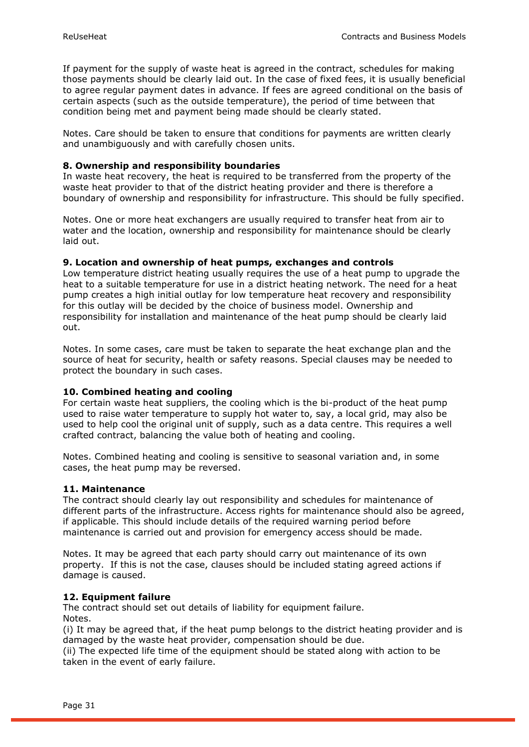If payment for the supply of waste heat is agreed in the contract, schedules for making those payments should be clearly laid out. In the case of fixed fees, it is usually beneficial to agree regular payment dates in advance. If fees are agreed conditional on the basis of certain aspects (such as the outside temperature), the period of time between that condition being met and payment being made should be clearly stated.

Notes. Care should be taken to ensure that conditions for payments are written clearly and unambiguously and with carefully chosen units.

**8. Ownership and responsibility boundaries**

In waste heat recovery, the heat is required to be transferred from the property of the waste heat provider to that of the district heating provider and there is therefore a boundary of ownership and responsibility for infrastructure. This should be fully specified.

Notes. One or more heat exchangers are usually required to transfer heat from air to water and the location, ownership and responsibility for maintenance should be clearly laid out.

**9. Location and ownership of heat pumps, exchanges and controls**

Low temperature district heating usually requires the use of a heat pump to upgrade the heat to a suitable temperature for use in a district heating network. The need for a heat pump creates a high initial outlay for low temperature heat recovery and responsibility for this outlay will be decided by the choice of business model. Ownership and responsibility for installation and maintenance of the heat pump should be clearly laid out.

Notes. In some cases, care must be taken to separate the heat exchange plan and the source of heat for security, health or safety reasons. Special clauses may be needed to protect the boundary in such cases.

**10. Combined heating and cooling**

For certain waste heat suppliers, the cooling which is the bi-product of the heat pump used to raise water temperature to supply hot water to, say, a local grid, may also be used to help cool the original unit of supply, such as a data centre. This requires a well crafted contract, balancing the value both of heating and cooling.

Notes. Combined heating and cooling is sensitive to seasonal variation and, in some cases, the heat pump may be reversed.

**11. Maintenance**

The contract should clearly lay out responsibility and schedules for maintenance of different parts of the infrastructure. Access rights for maintenance should also be agreed, if applicable. This should include details of the required warning period before maintenance is carried out and provision for emergency access should be made.

Notes. It may be agreed that each party should carry out maintenance of its own property. If this is not the case, clauses should be included stating agreed actions if damage is caused.

**12. Equipment failure**

The contract should set out details of liability for equipment failure.

Notes.

(i) It may be agreed that, if the heat pump belongs to the district heating provider and is damaged by the waste heat provider, compensation should be due.

(ii) The expected life time of the equipment should be stated along with action to be taken in the event of early failure.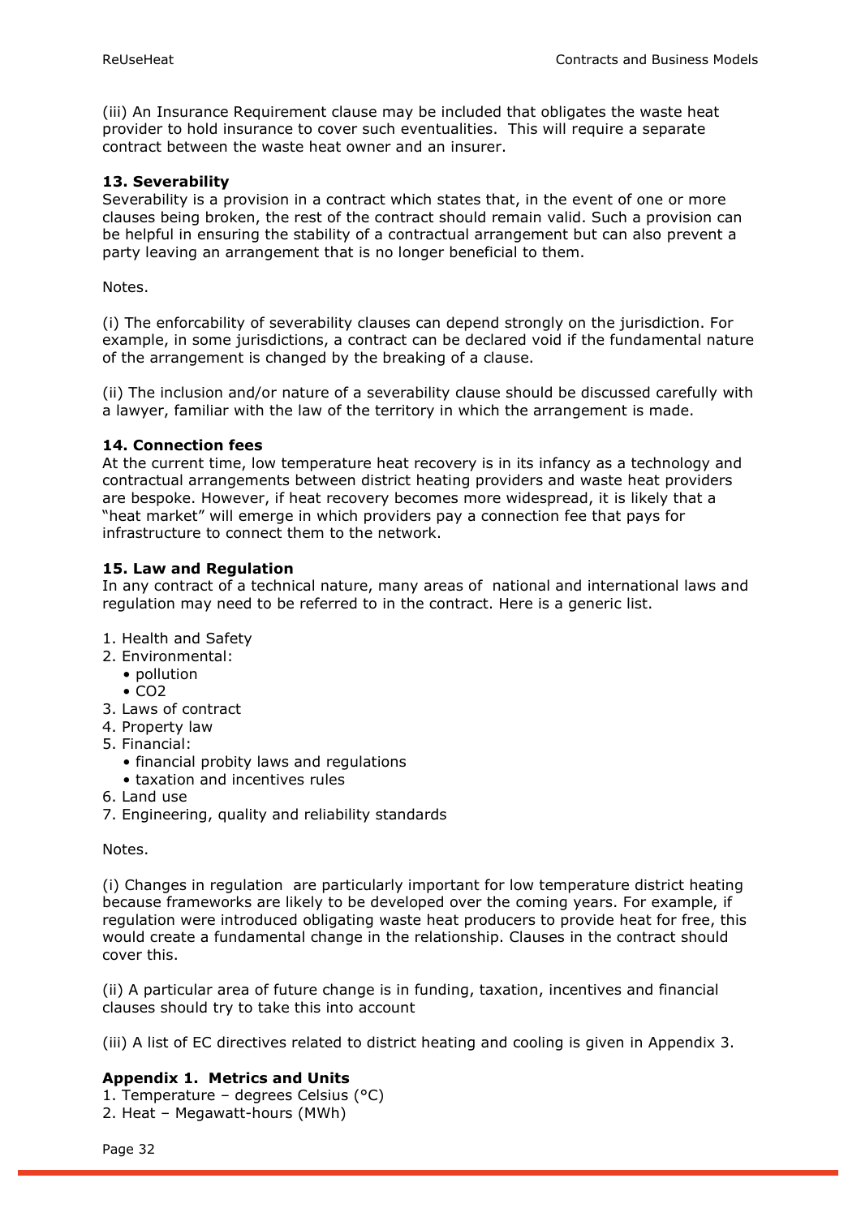(iii) An Insurance Requirement clause may be included that obligates the waste heat provider to hold insurance to cover such eventualities. This will require a separate contract between the waste heat owner and an insurer.

**13. Severability**
Severability is a provision in a contract which states that, in the event of one or more clauses being broken, the rest of the contract should remain valid. Such a provision can be helpful in ensuring the stability of a contractual arrangement but can also prevent a party leaving an arrangement that is no longer beneficial to them.

Notes.

(i) The enforcability of severability clauses can depend strongly on the jurisdiction. For example, in some jurisdictions, a contract can be declared void if the fundamental nature of the arrangement is changed by the breaking of a clause.

(ii) The inclusion and/or nature of a severability clause should be discussed carefully with a lawyer, familiar with the law of the territory in which the arrangement is made.

**14. Connection fees**
At the current time, low temperature heat recovery is in its infancy as a technology and contractual arrangements between district heating providers and waste heat providers are bespoke. However, if heat recovery becomes more widespread, it is likely that a "heat market" will emerge in which providers pay a connection fee that pays for infrastructure to connect them to the network.

**15. Law and Regulation**
In any contract of a technical nature, many areas of national and international laws and regulation may need to be referred to in the contract. Here is a generic list.

1. Health and Safety
2. Environmental:
   - pollution
   - $CO_2$
3. Laws of contract
4. Property law
5. Financial:
   - financial probity laws and regulations
   - taxation and incentives rules
6. Land use
7. Engineering, quality and reliability standards

Notes.

(i) Changes in regulation are particularly important for low temperature district heating because frameworks are likely to be developed over the coming years. For example, if regulation were introduced obligating waste heat producers to provide heat for free, this would create a fundamental change in the relationship. Clauses in the contract should cover this.

(ii) A particular area of future change is in funding, taxation, incentives and financial clauses should try to take this into account

(iii) A list of EC directives related to district heating and cooling is given in Appendix 3.

**Appendix 1. Metrics and Units**
1. Temperature – degrees Celsius (°C)
2. Heat – Megawatt-hours (MWh)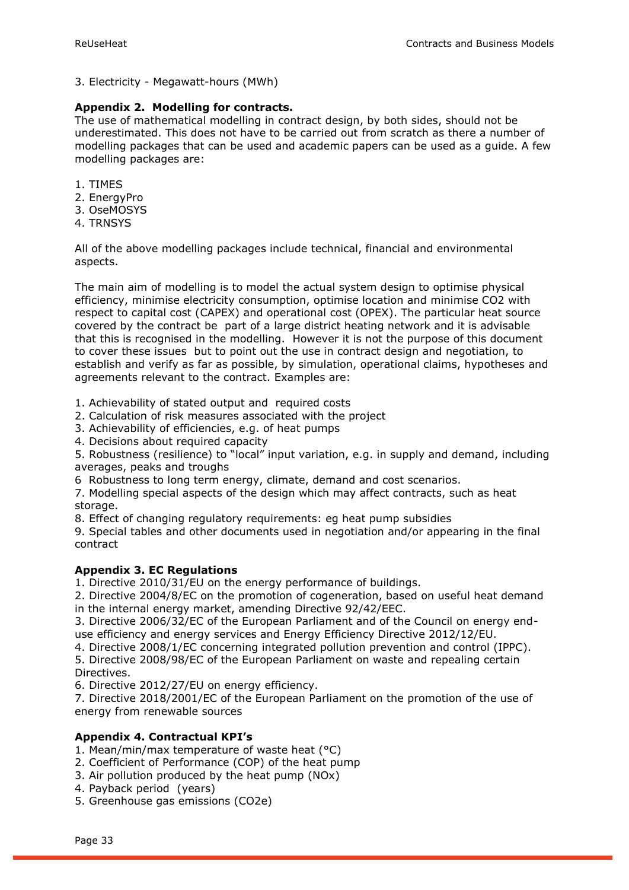3. Electricity - Megawatt-hours (MWh)

**Appendix 2. Modelling for contracts.**

The use of mathematical modelling in contract design, by both sides, should not be underestimated. This does not have to be carried out from scratch as there a number of modelling packages that can be used and academic papers can be used as a guide. A few modelling packages are:

1. TIMES
2. EnergyPro
3. OseMOSYS
4. TRNSYS

All of the above modelling packages include technical, financial and environmental aspects.

The main aim of modelling is to model the actual system design to optimise physical efficiency, minimise electricity consumption, optimise location and minimise $CO_2$ with respect to capital cost (CAPEX) and operational cost (OPEX). The particular heat source covered by the contract be part of a large district heating network and it is advisable that this is recognised in the modelling. However it is not the purpose of this document to cover these issues but to point out the use in contract design and negotiation, to establish and verify as far as possible, by simulation, operational claims, hypotheses and agreements relevant to the contract. Examples are:

1. Achievability of stated output and required costs
2. Calculation of risk measures associated with the project
3. Achievability of efficiencies, e.g. of heat pumps
4. Decisions about required capacity
5. Robustness (resilience) to "local" input variation, e.g. in supply and demand, including averages, peaks and troughs
6 Robustness to long term energy, climate, demand and cost scenarios.
7. Modelling special aspects of the design which may affect contracts, such as heat storage.
8. Effect of changing regulatory requirements: eg heat pump subsidies
9. Special tables and other documents used in negotiation and/or appearing in the final contract

**Appendix 3. EC Regulations**

1. Directive 2010/31/EU on the energy performance of buildings.
2. Directive 2004/8/EC on the promotion of cogeneration, based on useful heat demand in the internal energy market, amending Directive 92/42/EEC.
3. Directive 2006/32/EC of the European Parliament and of the Council on energy end-use efficiency and energy services and Energy Efficiency Directive 2012/12/EU.
4. Directive 2008/1/EC concerning integrated pollution prevention and control (IPPC).
5. Directive 2008/98/EC of the European Parliament on waste and repealing certain Directives.
6. Directive 2012/27/EU on energy efficiency.
7. Directive 2018/2001/EC of the European Parliament on the promotion of the use of energy from renewable sources

**Appendix 4. Contractual KPI's**

1. Mean/min/max temperature of waste heat (°C)
2. Coefficient of Performance (COP) of the heat pump
3. Air pollution produced by the heat pump ($NO_x$)
4. Payback period (years)
5. Greenhouse gas emissions ($CO_2e$)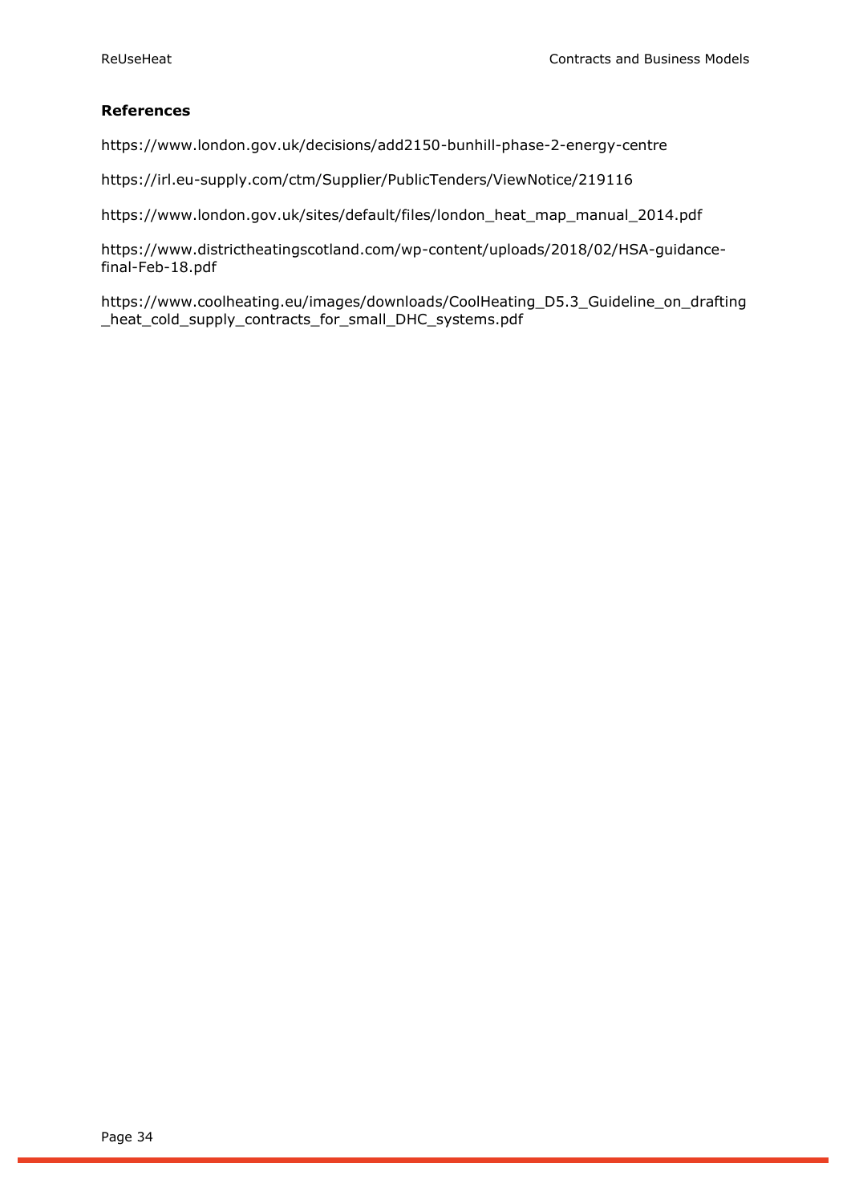**References**

https://www.london.gov.uk/decisions/add2150-bunhill-phase-2-energy-centre

https://irl.eu-supply.com/ctm/Supplier/PublicTenders/ViewNotice/219116

https://www.london.gov.uk/sites/default/files/london_heat_map_manual_2014.pdf

https://www.districtheatingscotland.com/wp-content/uploads/2018/02/HSA-guidance-final-Feb-18.pdf

https://www.coolheating.eu/images/downloads/CoolHeating_D5.3_Guideline_on_drafting_heat_cold_supply_contracts_for_small_DHC_systems.pdf